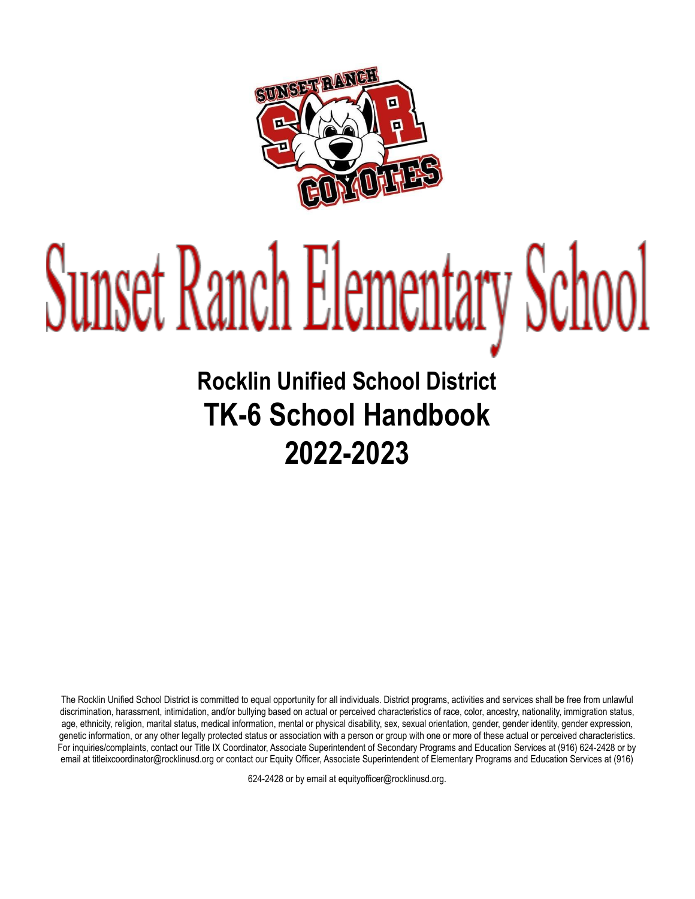# Sunset Ranch Elementary School

## Rocklin Unified School District
## TK-6 School Handbook
## 2022-2023

The Rocklin Unified School District is committed to equal opportunity for all individuals. District programs, activities and services shall be free from unlawful discrimination, harassment, intimidation, and/or bullying based on actual or perceived characteristics of race, color, ancestry, nationality, immigration status, age, ethnicity, religion, marital status, medical information, mental or physical disability, sex, sexual orientation, gender, gender identity, gender expression, genetic information, or any other legally protected status or association with a person or group with one or more of these actual or perceived characteristics. For inquiries/complaints, contact our Title IX Coordinator, Associate Superintendent of Secondary Programs and Education Services at (916) 624-2428 or by email at titleixcoordinator@rocklinusd.org or contact our Equity Officer, Associate Superintendent of Elementary Programs and Education Services at (916) 624-2428 or by email at equityofficer@rocklinusd.org.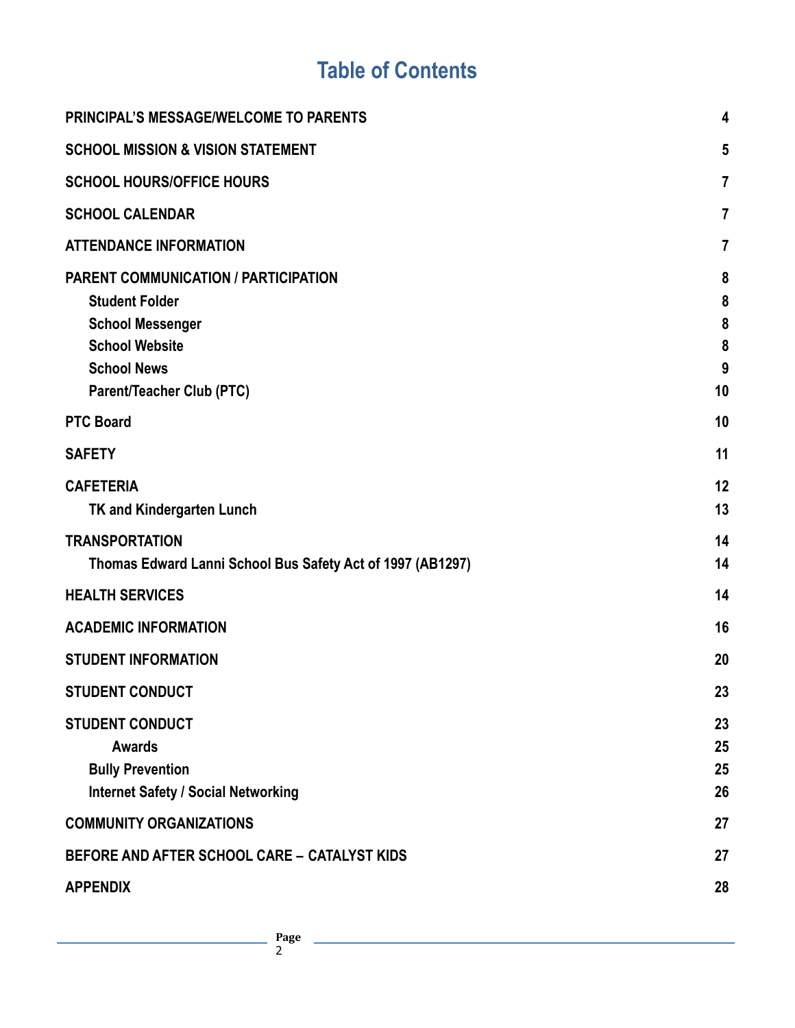# Table of Contents

| | |
|---|---|
| **PRINCIPAL'S MESSAGE/WELCOME TO PARENTS** | **4** |
| **SCHOOL MISSION & VISION STATEMENT** | **5** |
| **SCHOOL HOURS/OFFICE HOURS** | **7** |
| **SCHOOL CALENDAR** | **7** |
| **ATTENDANCE INFORMATION** | **7** |
| **PARENT COMMUNICATION / PARTICIPATION** | **8** |
| &nbsp;&nbsp;&nbsp;&nbsp;**Student Folder** | **8** |
| &nbsp;&nbsp;&nbsp;&nbsp;**School Messenger** | **8** |
| &nbsp;&nbsp;&nbsp;&nbsp;**School Website** | **8** |
| &nbsp;&nbsp;&nbsp;&nbsp;**School News** | **9** |
| &nbsp;&nbsp;&nbsp;&nbsp;**Parent/Teacher Club (PTC)** | **10** |
| **PTC Board** | **10** |
| **SAFETY** | **11** |
| **CAFETERIA** | **12** |
| &nbsp;&nbsp;&nbsp;&nbsp;**TK and Kindergarten Lunch** | **13** |
| **TRANSPORTATION** | **14** |
| &nbsp;&nbsp;&nbsp;&nbsp;**Thomas Edward Lanni School Bus Safety Act of 1997 (AB1297)** | **14** |
| **HEALTH SERVICES** | **14** |
| **ACADEMIC INFORMATION** | **16** |
| **STUDENT INFORMATION** | **20** |
| **STUDENT CONDUCT** | **23** |
| **STUDENT CONDUCT** | **23** |
| &nbsp;&nbsp;&nbsp;&nbsp;&nbsp;&nbsp;&nbsp;&nbsp;**Awards** | **25** |
| &nbsp;&nbsp;&nbsp;&nbsp;**Bully Prevention** | **25** |
| &nbsp;&nbsp;&nbsp;&nbsp;**Internet Safety / Social Networking** | **26** |
| **COMMUNITY ORGANIZATIONS** | **27** |
| **BEFORE AND AFTER SCHOOL CARE – CATALYST KIDS** | **27** |
| **APPENDIX** | **28** |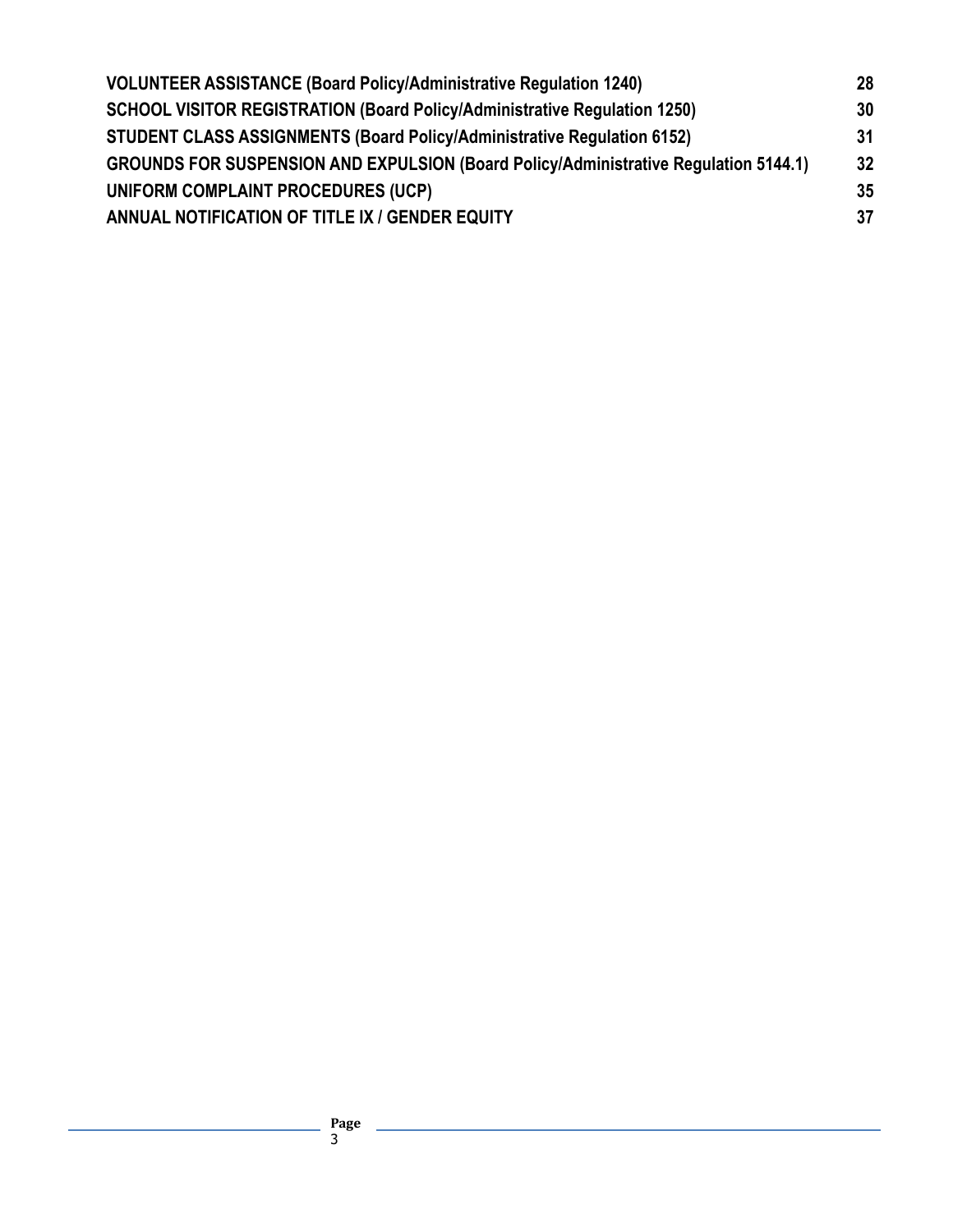| | |
|---|---|
| **VOLUNTEER ASSISTANCE (Board Policy/Administrative Regulation 1240)** | **28** |
| **SCHOOL VISITOR REGISTRATION (Board Policy/Administrative Regulation 1250)** | **30** |
| **STUDENT CLASS ASSIGNMENTS (Board Policy/Administrative Regulation 6152)** | **31** |
| **GROUNDS FOR SUSPENSION AND EXPULSION (Board Policy/Administrative Regulation 5144.1)** | **32** |
| **UNIFORM COMPLAINT PROCEDURES (UCP)** | **35** |
| **ANNUAL NOTIFICATION OF TITLE IX / GENDER EQUITY** | **37** |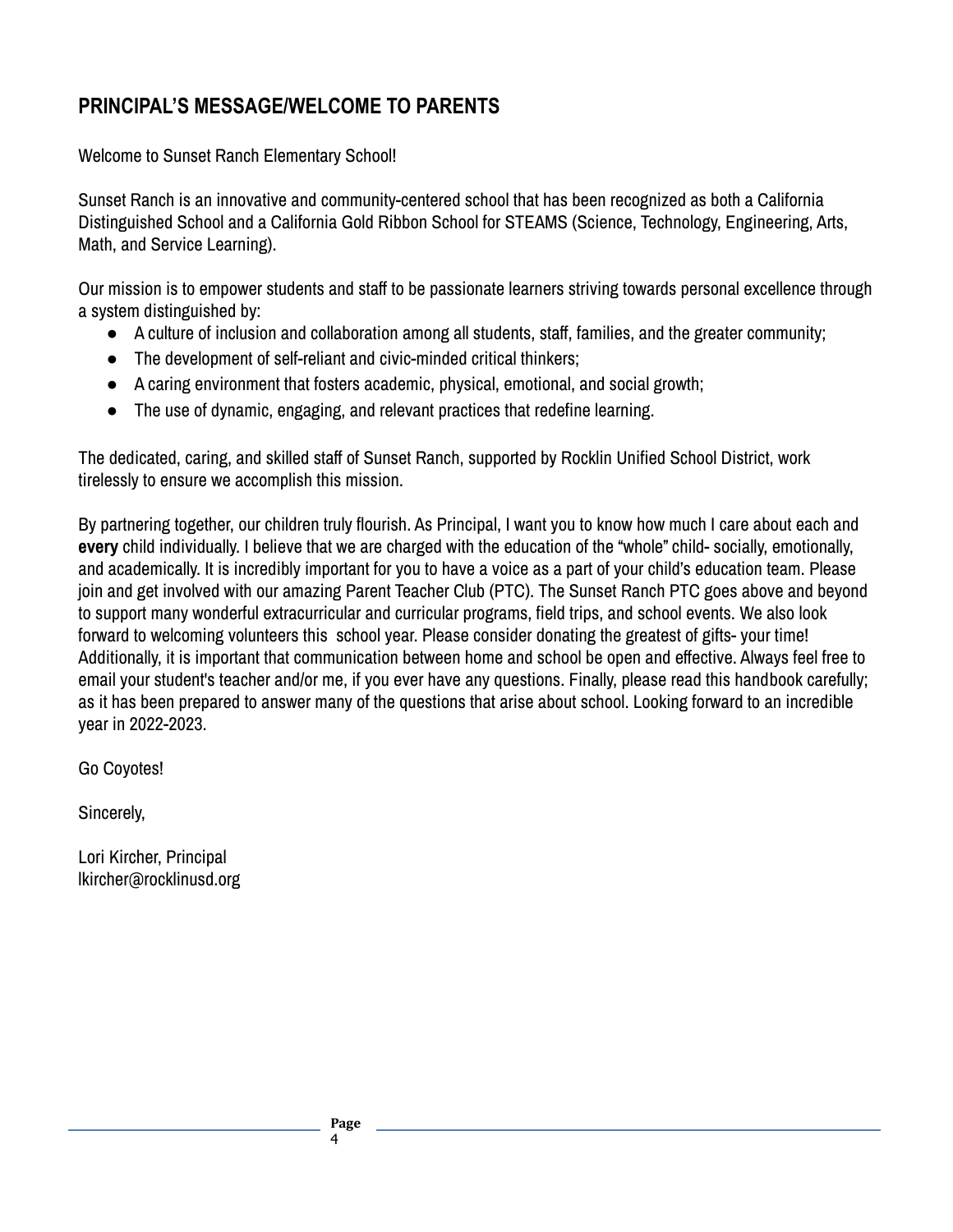## PRINCIPAL'S MESSAGE/WELCOME TO PARENTS

Welcome to Sunset Ranch Elementary School!

Sunset Ranch is an innovative and community-centered school that has been recognized as both a California Distinguished School and a California Gold Ribbon School for STEAMS (Science, Technology, Engineering, Arts, Math, and Service Learning).

Our mission is to empower students and staff to be passionate learners striving towards personal excellence through a system distinguished by:

- A culture of inclusion and collaboration among all students, staff, families, and the greater community;
- The development of self-reliant and civic-minded critical thinkers;
- A caring environment that fosters academic, physical, emotional, and social growth;
- The use of dynamic, engaging, and relevant practices that redefine learning.

The dedicated, caring, and skilled staff of Sunset Ranch, supported by Rocklin Unified School District, work tirelessly to ensure we accomplish this mission.

By partnering together, our children truly flourish. As Principal, I want you to know how much I care about each and **every** child individually. I believe that we are charged with the education of the "whole" child- socially, emotionally, and academically. It is incredibly important for you to have a voice as a part of your child's education team. Please join and get involved with our amazing Parent Teacher Club (PTC). The Sunset Ranch PTC goes above and beyond to support many wonderful extracurricular and curricular programs, field trips, and school events. We also look forward to welcoming volunteers this school year. Please consider donating the greatest of gifts- your time! Additionally, it is important that communication between home and school be open and effective. Always feel free to email your student's teacher and/or me, if you ever have any questions. Finally, please read this handbook carefully; as it has been prepared to answer many of the questions that arise about school. Looking forward to an incredible year in 2022-2023.

Go Coyotes!

Sincerely,

Lori Kircher, Principal
lkircher@rocklinusd.org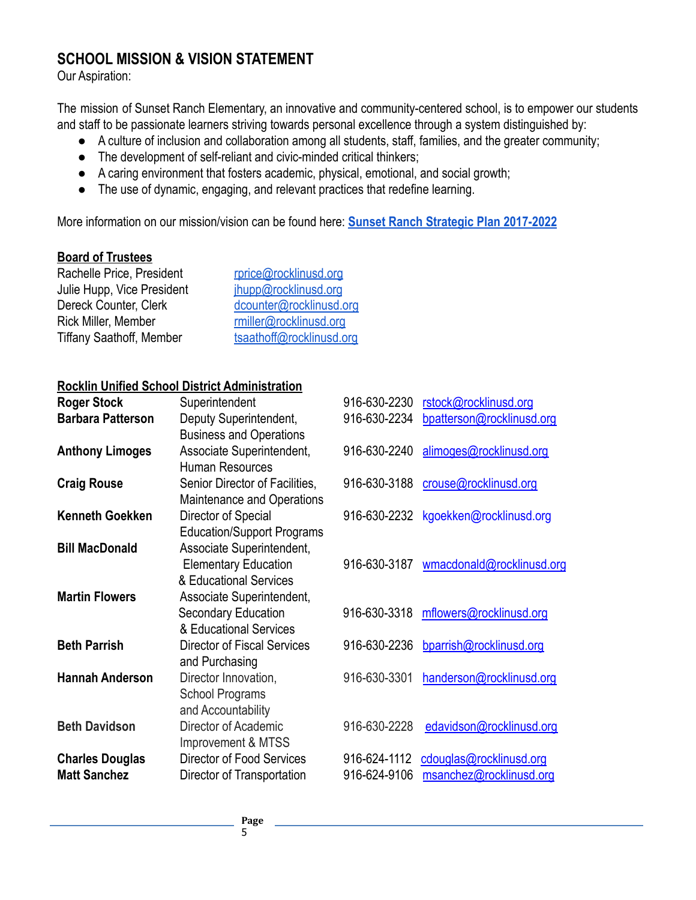## SCHOOL MISSION & VISION STATEMENT

Our Aspiration:

The mission of Sunset Ranch Elementary, an innovative and community-centered school, is to empower our students and staff to be passionate learners striving towards personal excellence through a system distinguished by:

- A culture of inclusion and collaboration among all students, staff, families, and the greater community;
- The development of self-reliant and civic-minded critical thinkers;
- A caring environment that fosters academic, physical, emotional, and social growth;
- The use of dynamic, engaging, and relevant practices that redefine learning.

More information on our mission/vision can be found here: **Sunset Ranch Strategic Plan 2017-2022**

### Board of Trustees

| | |
|---|---|
| Rachelle Price, President | rprice@rocklinusd.org |
| Julie Hupp, Vice President | jhupp@rocklinusd.org |
| Dereck Counter, Clerk | dcounter@rocklinusd.org |
| Rick Miller, Member | rmiller@rocklinusd.org |
| Tiffany Saathoff, Member | tsaathoff@rocklinusd.org |

### Rocklin Unified School District Administration

| | | | |
|---|---|---|---|
| **Roger Stock** | Superintendent | 916-630-2230 | rstock@rocklinusd.org |
| **Barbara Patterson** | Deputy Superintendent, Business and Operations | 916-630-2234 | bpatterson@rocklinusd.org |
| **Anthony Limoges** | Associate Superintendent, Human Resources | 916-630-2240 | alimoges@rocklinusd.org |
| **Craig Rouse** | Senior Director of Facilities, Maintenance and Operations | 916-630-3188 | crouse@rocklinusd.org |
| **Kenneth Goekken** | Director of Special Education/Support Programs | 916-630-2232 | kgoekken@rocklinusd.org |
| **Bill MacDonald** | Associate Superintendent, Elementary Education & Educational Services | 916-630-3187 | wmacdonald@rocklinusd.org |
| **Martin Flowers** | Associate Superintendent, Secondary Education & Educational Services | 916-630-3318 | mflowers@rocklinusd.org |
| **Beth Parrish** | Director of Fiscal Services and Purchasing | 916-630-2236 | bparrish@rocklinusd.org |
| **Hannah Anderson** | Director Innovation, School Programs and Accountability | 916-630-3301 | handerson@rocklinusd.org |
| **Beth Davidson** | Director of Academic Improvement & MTSS | 916-630-2228 | edavidson@rocklinusd.org |
| **Charles Douglas** | Director of Food Services | 916-624-1112 | cdouglas@rocklinusd.org |
| **Matt Sanchez** | Director of Transportation | 916-624-9106 | msanchez@rocklinusd.org |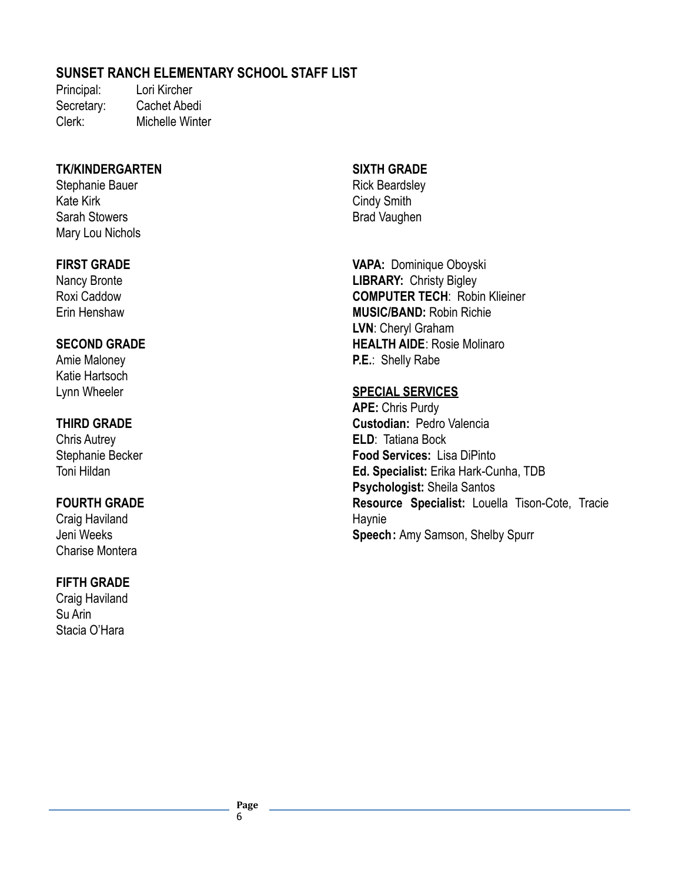## SUNSET RANCH ELEMENTARY SCHOOL STAFF LIST

Principal: Lori Kircher
Secretary: Cachet Abedi
Clerk: Michelle Winter

**TK/KINDERGARTEN**
Stephanie Bauer
Kate Kirk
Sarah Stowers
Mary Lou Nichols

**FIRST GRADE**
Nancy Bronte
Roxi Caddow
Erin Henshaw

**SECOND GRADE**
Amie Maloney
Katie Hartsoch
Lynn Wheeler

**THIRD GRADE**
Chris Autrey
Stephanie Becker
Toni Hildan

**FOURTH GRADE**
Craig Haviland
Jeni Weeks
Charise Montera

**FIFTH GRADE**
Craig Haviland
Su Arin
Stacia O'Hara

**SIXTH GRADE**
Rick Beardsley
Cindy Smith
Brad Vaughen

**VAPA:** Dominique Oboyski
**LIBRARY:** Christy Bigley
**COMPUTER TECH**: Robin Klieiner
**MUSIC/BAND:** Robin Richie
**LVN**: Cheryl Graham
**HEALTH AIDE**: Rosie Molinaro
**P.E.**: Shelly Rabe

**SPECIAL SERVICES**

**APE:** Chris Purdy
**Custodian:** Pedro Valencia
**ELD**: Tatiana Bock
**Food Services:** Lisa DiPinto
**Ed. Specialist:** Erika Hark-Cunha, TDB
**Psychologist:** Sheila Santos
**Resource Specialist:** Louella Tison-Cote, Tracie Haynie
**Speech:** Amy Samson, Shelby Spurr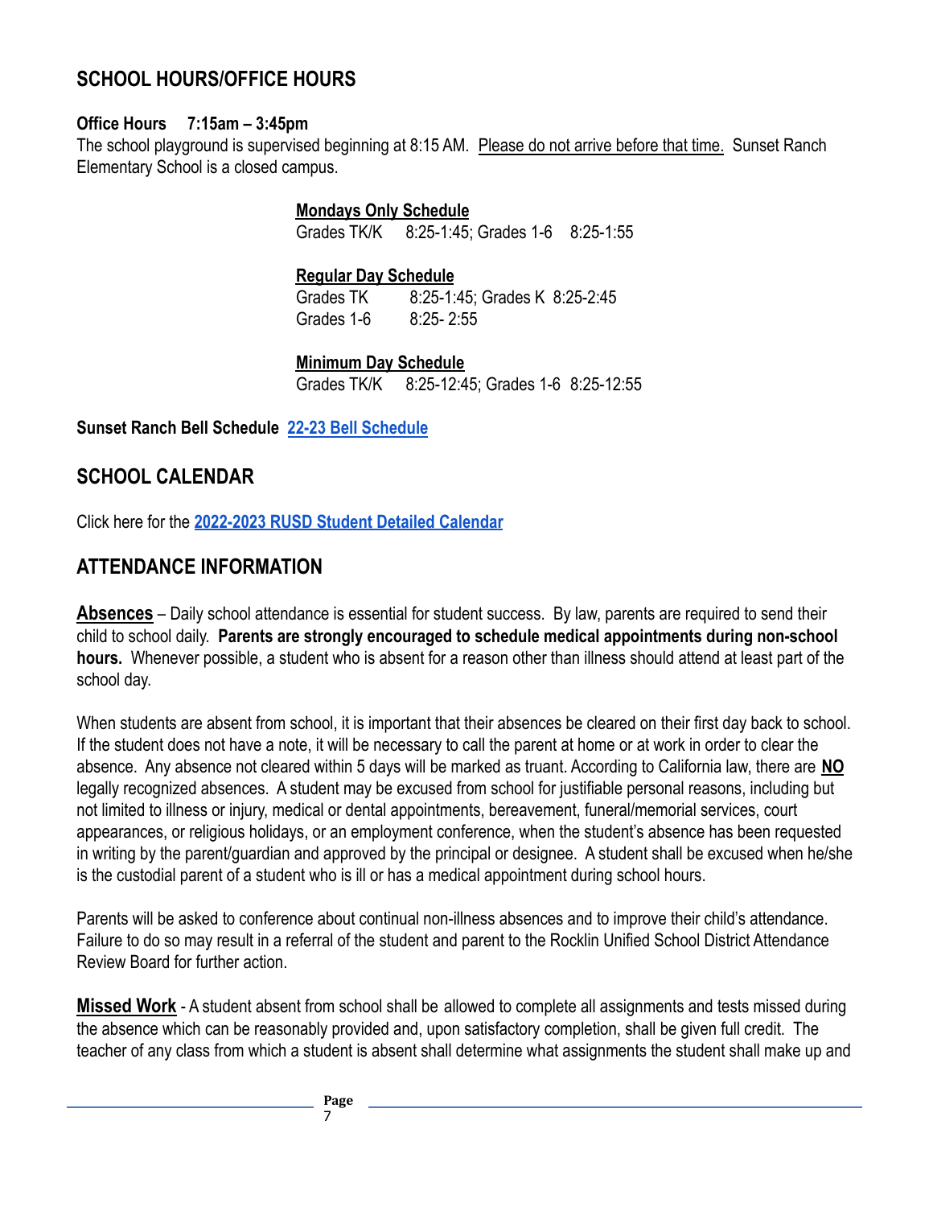## SCHOOL HOURS/OFFICE HOURS

**Office Hours 7:15am – 3:45pm**

The school playground is supervised beginning at 8:15 AM. Please do not arrive before that time. Sunset Ranch Elementary School is a closed campus.

**Mondays Only Schedule**

Grades TK/K 8:25-1:45; Grades 1-6 8:25-1:55

**Regular Day Schedule**

Grades TK 8:25-1:45; Grades K 8:25-2:45

Grades 1-6 8:25- 2:55

**Minimum Day Schedule**

Grades TK/K 8:25-12:45; Grades 1-6 8:25-12:55

**Sunset Ranch Bell Schedule** **22-23 Bell Schedule**

## SCHOOL CALENDAR

Click here for the **2022-2023 RUSD Student Detailed Calendar**

## ATTENDANCE INFORMATION

**Absences** – Daily school attendance is essential for student success. By law, parents are required to send their child to school daily. **Parents are strongly encouraged to schedule medical appointments during non-school hours.** Whenever possible, a student who is absent for a reason other than illness should attend at least part of the school day.

When students are absent from school, it is important that their absences be cleared on their first day back to school. If the student does not have a note, it will be necessary to call the parent at home or at work in order to clear the absence. Any absence not cleared within 5 days will be marked as truant. According to California law, there are **NO** legally recognized absences. A student may be excused from school for justifiable personal reasons, including but not limited to illness or injury, medical or dental appointments, bereavement, funeral/memorial services, court appearances, or religious holidays, or an employment conference, when the student's absence has been requested in writing by the parent/guardian and approved by the principal or designee. A student shall be excused when he/she is the custodial parent of a student who is ill or has a medical appointment during school hours.

Parents will be asked to conference about continual non-illness absences and to improve their child's attendance. Failure to do so may result in a referral of the student and parent to the Rocklin Unified School District Attendance Review Board for further action.

**Missed Work** - A student absent from school shall be allowed to complete all assignments and tests missed during the absence which can be reasonably provided and, upon satisfactory completion, shall be given full credit. The teacher of any class from which a student is absent shall determine what assignments the student shall make up and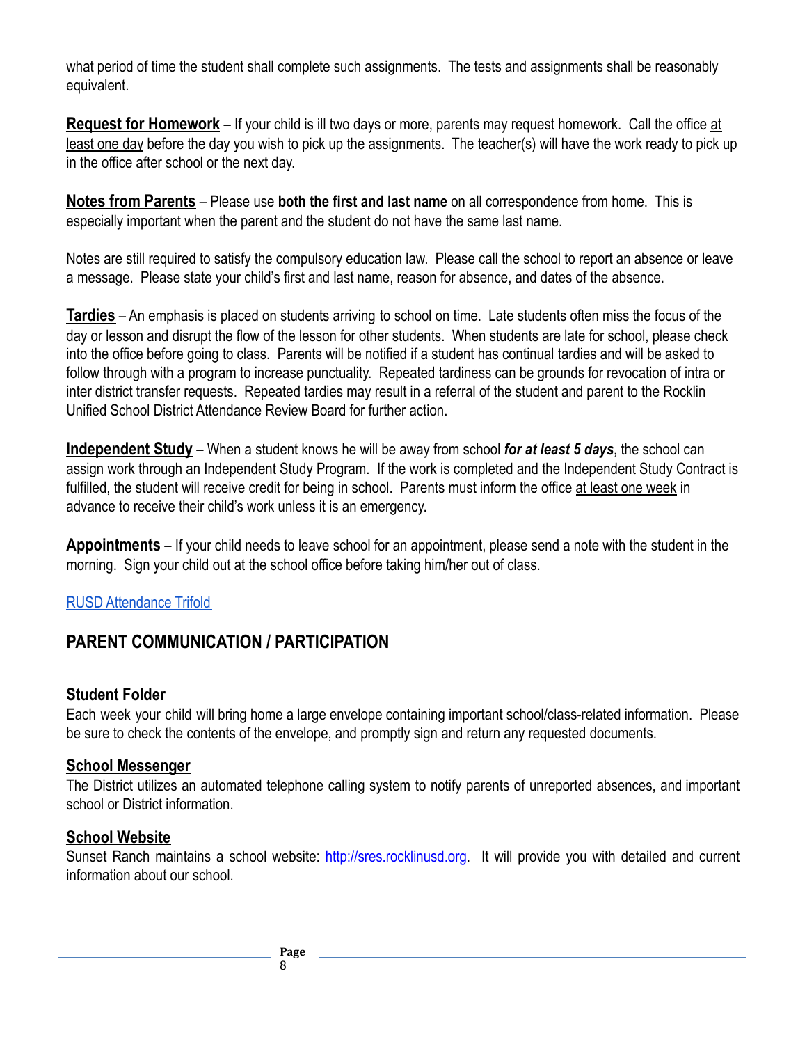what period of time the student shall complete such assignments. The tests and assignments shall be reasonably equivalent.

**Request for Homework** – If your child is ill two days or more, parents may request homework. Call the office at least one day before the day you wish to pick up the assignments. The teacher(s) will have the work ready to pick up in the office after school or the next day.

**Notes from Parents** – Please use **both the first and last name** on all correspondence from home. This is especially important when the parent and the student do not have the same last name.

Notes are still required to satisfy the compulsory education law. Please call the school to report an absence or leave a message. Please state your child's first and last name, reason for absence, and dates of the absence.

**Tardies** – An emphasis is placed on students arriving to school on time. Late students often miss the focus of the day or lesson and disrupt the flow of the lesson for other students. When students are late for school, please check into the office before going to class. Parents will be notified if a student has continual tardies and will be asked to follow through with a program to increase punctuality. Repeated tardiness can be grounds for revocation of intra or inter district transfer requests. Repeated tardies may result in a referral of the student and parent to the Rocklin Unified School District Attendance Review Board for further action.

**Independent Study** – When a student knows he will be away from school ***for at least 5 days***, the school can assign work through an Independent Study Program. If the work is completed and the Independent Study Contract is fulfilled, the student will receive credit for being in school. Parents must inform the office at least one week in advance to receive their child's work unless it is an emergency.

**Appointments** – If your child needs to leave school for an appointment, please send a note with the student in the morning. Sign your child out at the school office before taking him/her out of class.

RUSD Attendance Trifold

## PARENT COMMUNICATION / PARTICIPATION

### Student Folder

Each week your child will bring home a large envelope containing important school/class-related information. Please be sure to check the contents of the envelope, and promptly sign and return any requested documents.

### School Messenger

The District utilizes an automated telephone calling system to notify parents of unreported absences, and important school or District information.

### School Website

Sunset Ranch maintains a school website: http://sres.rocklinusd.org. It will provide you with detailed and current information about our school.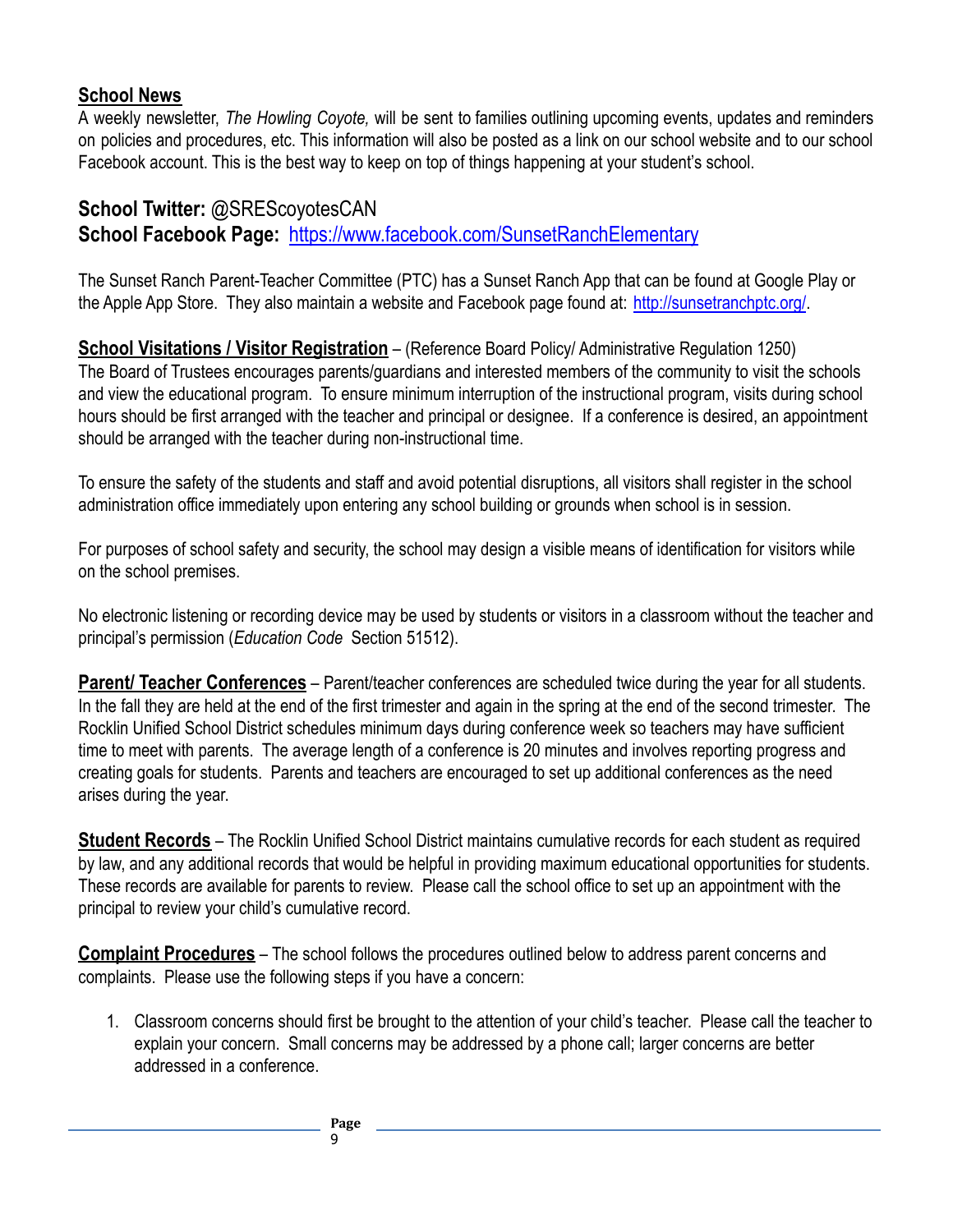**School News**
A weekly newsletter, *The Howling Coyote,* will be sent to families outlining upcoming events, updates and reminders on policies and procedures, etc. This information will also be posted as a link on our school website and to our school Facebook account. This is the best way to keep on top of things happening at your student's school.

**School Twitter:** @SREScoyotesCAN
**School Facebook Page:** https://www.facebook.com/SunsetRanchElementary

The Sunset Ranch Parent-Teacher Committee (PTC) has a Sunset Ranch App that can be found at Google Play or the Apple App Store. They also maintain a website and Facebook page found at: http://sunsetranchptc.org/.

**School Visitations / Visitor Registration** – (Reference Board Policy/ Administrative Regulation 1250)
The Board of Trustees encourages parents/guardians and interested members of the community to visit the schools and view the educational program. To ensure minimum interruption of the instructional program, visits during school hours should be first arranged with the teacher and principal or designee. If a conference is desired, an appointment should be arranged with the teacher during non-instructional time.

To ensure the safety of the students and staff and avoid potential disruptions, all visitors shall register in the school administration office immediately upon entering any school building or grounds when school is in session.

For purposes of school safety and security, the school may design a visible means of identification for visitors while on the school premises.

No electronic listening or recording device may be used by students or visitors in a classroom without the teacher and principal's permission (*Education Code* Section 51512).

**Parent/ Teacher Conferences** – Parent/teacher conferences are scheduled twice during the year for all students. In the fall they are held at the end of the first trimester and again in the spring at the end of the second trimester. The Rocklin Unified School District schedules minimum days during conference week so teachers may have sufficient time to meet with parents. The average length of a conference is 20 minutes and involves reporting progress and creating goals for students. Parents and teachers are encouraged to set up additional conferences as the need arises during the year.

**Student Records** – The Rocklin Unified School District maintains cumulative records for each student as required by law, and any additional records that would be helpful in providing maximum educational opportunities for students. These records are available for parents to review. Please call the school office to set up an appointment with the principal to review your child's cumulative record.

**Complaint Procedures** – The school follows the procedures outlined below to address parent concerns and complaints. Please use the following steps if you have a concern:

1. Classroom concerns should first be brought to the attention of your child's teacher. Please call the teacher to explain your concern. Small concerns may be addressed by a phone call; larger concerns are better addressed in a conference.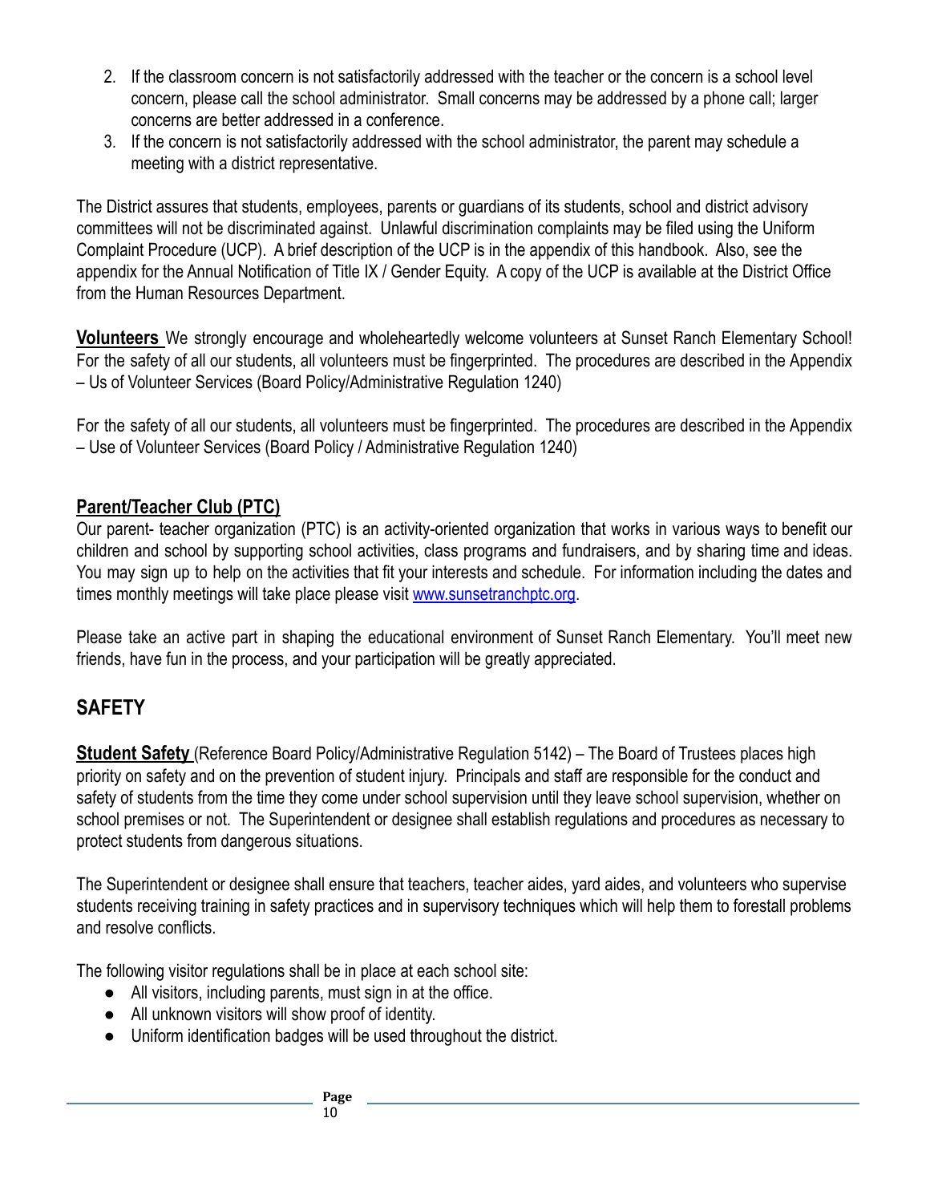2. If the classroom concern is not satisfactorily addressed with the teacher or the concern is a school level concern, please call the school administrator. Small concerns may be addressed by a phone call; larger concerns are better addressed in a conference.
3. If the concern is not satisfactorily addressed with the school administrator, the parent may schedule a meeting with a district representative.

The District assures that students, employees, parents or guardians of its students, school and district advisory committees will not be discriminated against. Unlawful discrimination complaints may be filed using the Uniform Complaint Procedure (UCP). A brief description of the UCP is in the appendix of this handbook. Also, see the appendix for the Annual Notification of Title IX / Gender Equity. A copy of the UCP is available at the District Office from the Human Resources Department.

**Volunteers** We strongly encourage and wholeheartedly welcome volunteers at Sunset Ranch Elementary School! For the safety of all our students, all volunteers must be fingerprinted. The procedures are described in the Appendix – Us of Volunteer Services (Board Policy/Administrative Regulation 1240)

For the safety of all our students, all volunteers must be fingerprinted. The procedures are described in the Appendix – Use of Volunteer Services (Board Policy / Administrative Regulation 1240)

### Parent/Teacher Club (PTC)

Our parent- teacher organization (PTC) is an activity-oriented organization that works in various ways to benefit our children and school by supporting school activities, class programs and fundraisers, and by sharing time and ideas. You may sign up to help on the activities that fit your interests and schedule. For information including the dates and times monthly meetings will take place please visit www.sunsetranchptc.org.

Please take an active part in shaping the educational environment of Sunset Ranch Elementary. You'll meet new friends, have fun in the process, and your participation will be greatly appreciated.

## SAFETY

**Student Safety** (Reference Board Policy/Administrative Regulation 5142) – The Board of Trustees places high priority on safety and on the prevention of student injury. Principals and staff are responsible for the conduct and safety of students from the time they come under school supervision until they leave school supervision, whether on school premises or not. The Superintendent or designee shall establish regulations and procedures as necessary to protect students from dangerous situations.

The Superintendent or designee shall ensure that teachers, teacher aides, yard aides, and volunteers who supervise students receiving training in safety practices and in supervisory techniques which will help them to forestall problems and resolve conflicts.

The following visitor regulations shall be in place at each school site:

- All visitors, including parents, must sign in at the office.
- All unknown visitors will show proof of identity.
- Uniform identification badges will be used throughout the district.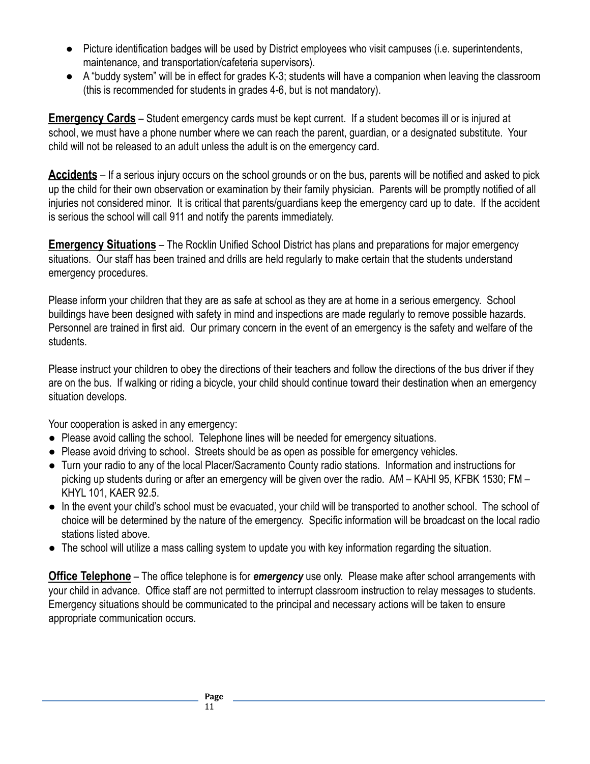- Picture identification badges will be used by District employees who visit campuses (i.e. superintendents, maintenance, and transportation/cafeteria supervisors).
- A "buddy system" will be in effect for grades K-3; students will have a companion when leaving the classroom (this is recommended for students in grades 4-6, but is not mandatory).

**Emergency Cards** – Student emergency cards must be kept current. If a student becomes ill or is injured at school, we must have a phone number where we can reach the parent, guardian, or a designated substitute. Your child will not be released to an adult unless the adult is on the emergency card.

**Accidents** – If a serious injury occurs on the school grounds or on the bus, parents will be notified and asked to pick up the child for their own observation or examination by their family physician. Parents will be promptly notified of all injuries not considered minor. It is critical that parents/guardians keep the emergency card up to date. If the accident is serious the school will call 911 and notify the parents immediately.

**Emergency Situations** – The Rocklin Unified School District has plans and preparations for major emergency situations. Our staff has been trained and drills are held regularly to make certain that the students understand emergency procedures.

Please inform your children that they are as safe at school as they are at home in a serious emergency. School buildings have been designed with safety in mind and inspections are made regularly to remove possible hazards. Personnel are trained in first aid. Our primary concern in the event of an emergency is the safety and welfare of the students.

Please instruct your children to obey the directions of their teachers and follow the directions of the bus driver if they are on the bus. If walking or riding a bicycle, your child should continue toward their destination when an emergency situation develops.

Your cooperation is asked in any emergency:

- Please avoid calling the school. Telephone lines will be needed for emergency situations.
- Please avoid driving to school. Streets should be as open as possible for emergency vehicles.
- Turn your radio to any of the local Placer/Sacramento County radio stations. Information and instructions for picking up students during or after an emergency will be given over the radio. AM – KAHI 95, KFBK 1530; FM – KHYL 101, KAER 92.5.
- In the event your child's school must be evacuated, your child will be transported to another school. The school of choice will be determined by the nature of the emergency. Specific information will be broadcast on the local radio stations listed above.
- The school will utilize a mass calling system to update you with key information regarding the situation.

**Office Telephone** – The office telephone is for ***emergency*** use only. Please make after school arrangements with your child in advance. Office staff are not permitted to interrupt classroom instruction to relay messages to students. Emergency situations should be communicated to the principal and necessary actions will be taken to ensure appropriate communication occurs.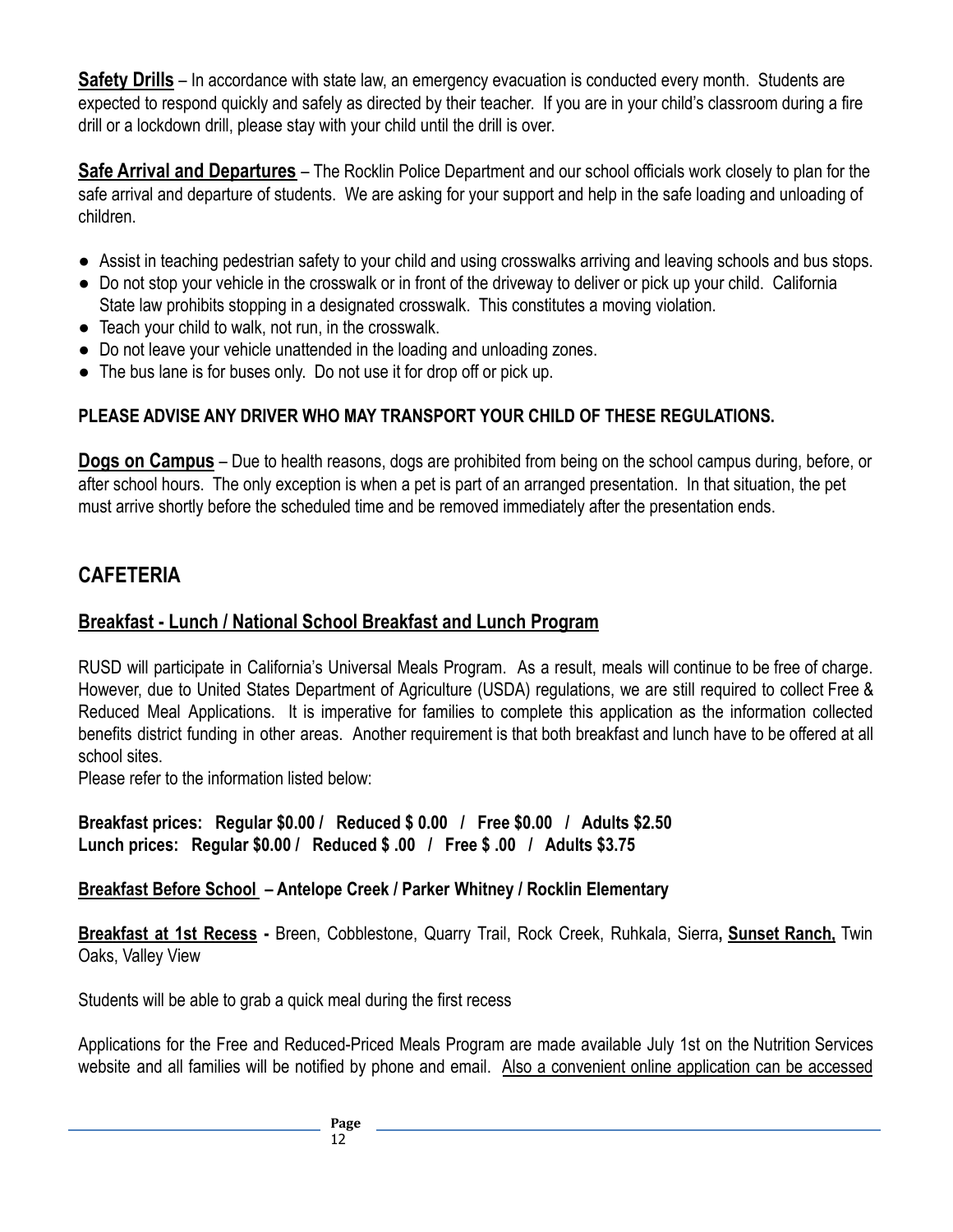**<u>Safety Drills</u>** – In accordance with state law, an emergency evacuation is conducted every month. Students are expected to respond quickly and safely as directed by their teacher. If you are in your child's classroom during a fire drill or a lockdown drill, please stay with your child until the drill is over.

**<u>Safe Arrival and Departures</u>** – The Rocklin Police Department and our school officials work closely to plan for the safe arrival and departure of students. We are asking for your support and help in the safe loading and unloading of children.

- Assist in teaching pedestrian safety to your child and using crosswalks arriving and leaving schools and bus stops.
- Do not stop your vehicle in the crosswalk or in front of the driveway to deliver or pick up your child. California State law prohibits stopping in a designated crosswalk. This constitutes a moving violation.
- Teach your child to walk, not run, in the crosswalk.
- Do not leave your vehicle unattended in the loading and unloading zones.
- The bus lane is for buses only. Do not use it for drop off or pick up.

**PLEASE ADVISE ANY DRIVER WHO MAY TRANSPORT YOUR CHILD OF THESE REGULATIONS.**

**<u>Dogs on Campus</u>** – Due to health reasons, dogs are prohibited from being on the school campus during, before, or after school hours. The only exception is when a pet is part of an arranged presentation. In that situation, the pet must arrive shortly before the scheduled time and be removed immediately after the presentation ends.

## CAFETERIA

### <u>Breakfast - Lunch / National School Breakfast and Lunch Program</u>

RUSD will participate in California's Universal Meals Program. As a result, meals will continue to be free of charge. However, due to United States Department of Agriculture (USDA) regulations, we are still required to collect Free & Reduced Meal Applications. It is imperative for families to complete this application as the information collected benefits district funding in other areas. Another requirement is that both breakfast and lunch have to be offered at all school sites.
Please refer to the information listed below:

**Breakfast prices: Regular $0.00 / Reduced $ 0.00 / Free $0.00 / Adults $2.50**
**Lunch prices: Regular $0.00 / Reduced $ .00 / Free $ .00 / Adults $3.75**

**<u>Breakfast Before School</u> – Antelope Creek / Parker Whitney / Rocklin Elementary**

**<u>Breakfast at 1st Recess</u> -** Breen, Cobblestone, Quarry Trail, Rock Creek, Ruhkala, Sierra**, <u>Sunset Ranch,</u>** Twin Oaks, Valley View

Students will be able to grab a quick meal during the first recess

Applications for the Free and Reduced-Priced Meals Program are made available July 1st on the Nutrition Services website and all families will be notified by phone and email. <u>Also a convenient online application can be accessed</u>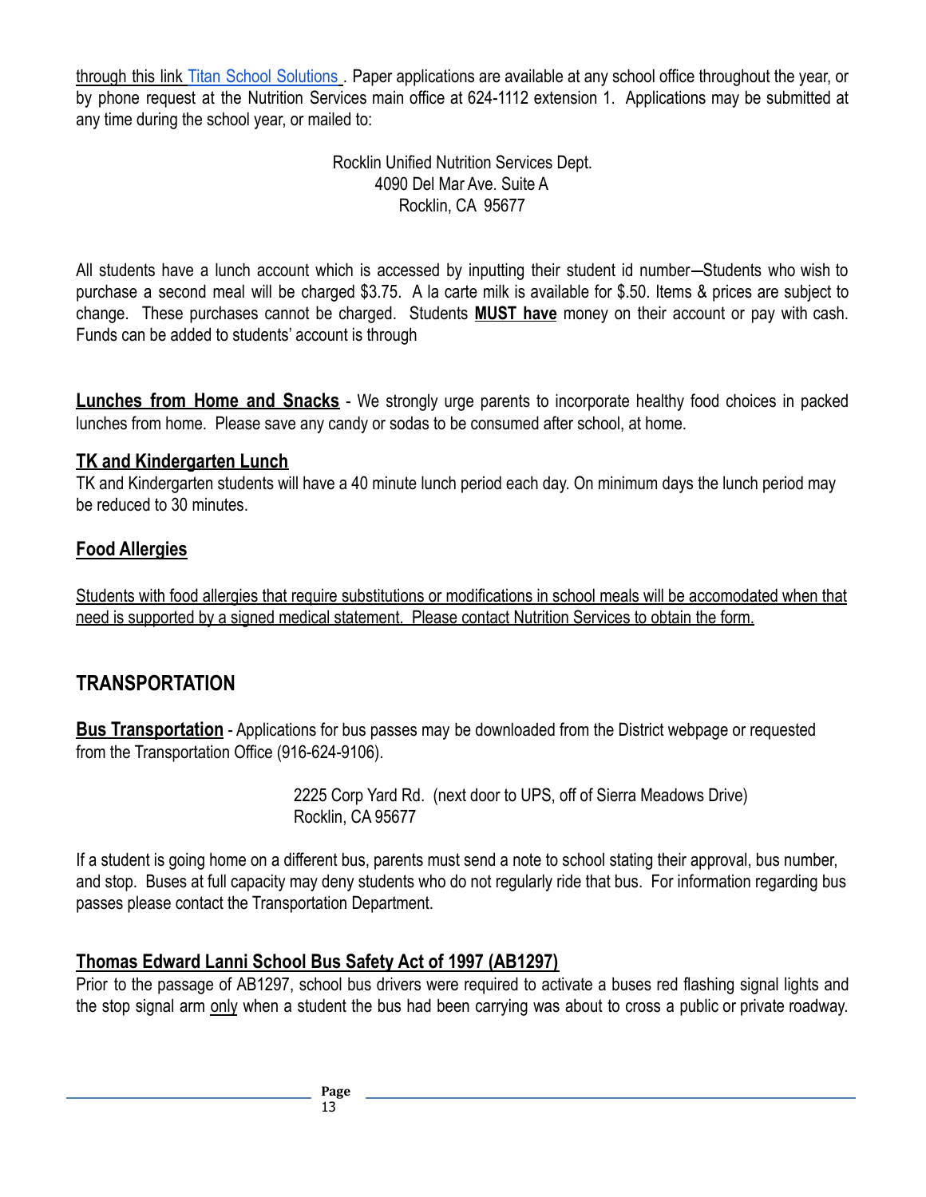through this link Titan School Solutions . Paper applications are available at any school office throughout the year, or by phone request at the Nutrition Services main office at 624-1112 extension 1. Applications may be submitted at any time during the school year, or mailed to:

Rocklin Unified Nutrition Services Dept.
4090 Del Mar Ave. Suite A
Rocklin, CA 95677

All students have a lunch account which is accessed by inputting their student id number—Students who wish to purchase a second meal will be charged $3.75. A la carte milk is available for $.50. Items & prices are subject to change. These purchases cannot be charged. Students **MUST have** money on their account or pay with cash. Funds can be added to students' account is through

**Lunches from Home and Snacks** - We strongly urge parents to incorporate healthy food choices in packed lunches from home. Please save any candy or sodas to be consumed after school, at home.

### TK and Kindergarten Lunch

TK and Kindergarten students will have a 40 minute lunch period each day. On minimum days the lunch period may be reduced to 30 minutes.

### Food Allergies

Students with food allergies that require substitutions or modifications in school meals will be accomodated when that need is supported by a signed medical statement. Please contact Nutrition Services to obtain the form.

## TRANSPORTATION

**Bus Transportation** - Applications for bus passes may be downloaded from the District webpage or requested from the Transportation Office (916-624-9106).

2225 Corp Yard Rd. (next door to UPS, off of Sierra Meadows Drive)
Rocklin, CA 95677

If a student is going home on a different bus, parents must send a note to school stating their approval, bus number, and stop. Buses at full capacity may deny students who do not regularly ride that bus. For information regarding bus passes please contact the Transportation Department.

### Thomas Edward Lanni School Bus Safety Act of 1997 (AB1297)

Prior to the passage of AB1297, school bus drivers were required to activate a buses red flashing signal lights and the stop signal arm only when a student the bus had been carrying was about to cross a public or private roadway.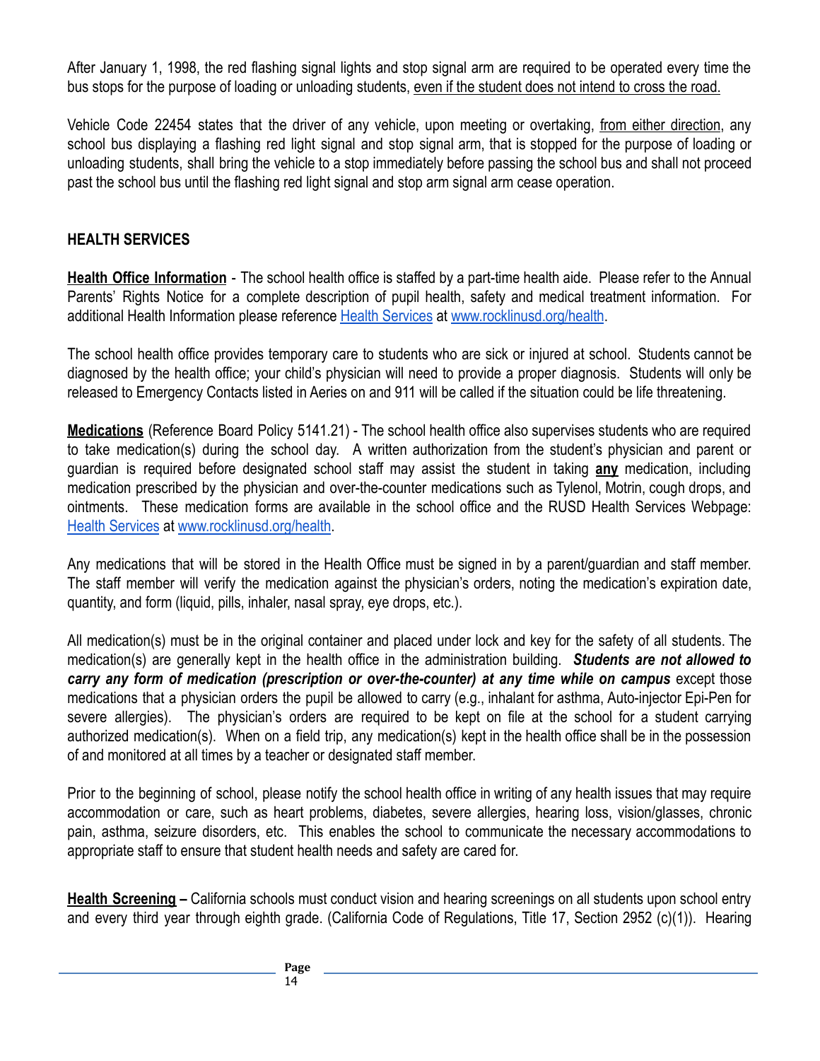After January 1, 1998, the red flashing signal lights and stop signal arm are required to be operated every time the bus stops for the purpose of loading or unloading students, <u>even if the student does not intend to cross the road.</u>

Vehicle Code 22454 states that the driver of any vehicle, upon meeting or overtaking, <u>from either direction</u>, any school bus displaying a flashing red light signal and stop signal arm, that is stopped for the purpose of loading or unloading students, shall bring the vehicle to a stop immediately before passing the school bus and shall not proceed past the school bus until the flashing red light signal and stop arm signal arm cease operation.

## HEALTH SERVICES

**<u>Health Office Information</u>** - The school health office is staffed by a part-time health aide. Please refer to the Annual Parents' Rights Notice for a complete description of pupil health, safety and medical treatment information. For additional Health Information please reference [Health Services](www.rocklinusd.org/health) at [www.rocklinusd.org/health](www.rocklinusd.org/health).

The school health office provides temporary care to students who are sick or injured at school. Students cannot be diagnosed by the health office; your child's physician will need to provide a proper diagnosis. Students will only be released to Emergency Contacts listed in Aeries on and 911 will be called if the situation could be life threatening.

**<u>Medications</u>** (Reference Board Policy 5141.21) - The school health office also supervises students who are required to take medication(s) during the school day. A written authorization from the student's physician and parent or guardian is required before designated school staff may assist the student in taking **<u>any</u>** medication, including medication prescribed by the physician and over-the-counter medications such as Tylenol, Motrin, cough drops, and ointments. These medication forms are available in the school office and the RUSD Health Services Webpage: [Health Services](www.rocklinusd.org/health) at [www.rocklinusd.org/health](www.rocklinusd.org/health).

Any medications that will be stored in the Health Office must be signed in by a parent/guardian and staff member. The staff member will verify the medication against the physician's orders, noting the medication's expiration date, quantity, and form (liquid, pills, inhaler, nasal spray, eye drops, etc.).

All medication(s) must be in the original container and placed under lock and key for the safety of all students. The medication(s) are generally kept in the health office in the administration building. ***Students are not allowed to carry any form of medication (prescription or over-the-counter) at any time while on campus*** except those medications that a physician orders the pupil be allowed to carry (e.g., inhalant for asthma, Auto-injector Epi-Pen for severe allergies). The physician's orders are required to be kept on file at the school for a student carrying authorized medication(s). When on a field trip, any medication(s) kept in the health office shall be in the possession of and monitored at all times by a teacher or designated staff member.

Prior to the beginning of school, please notify the school health office in writing of any health issues that may require accommodation or care, such as heart problems, diabetes, severe allergies, hearing loss, vision/glasses, chronic pain, asthma, seizure disorders, etc. This enables the school to communicate the necessary accommodations to appropriate staff to ensure that student health needs and safety are cared for.

**<u>Health Screening</u> –** California schools must conduct vision and hearing screenings on all students upon school entry and every third year through eighth grade. (California Code of Regulations, Title 17, Section 2952 (c)(1)). Hearing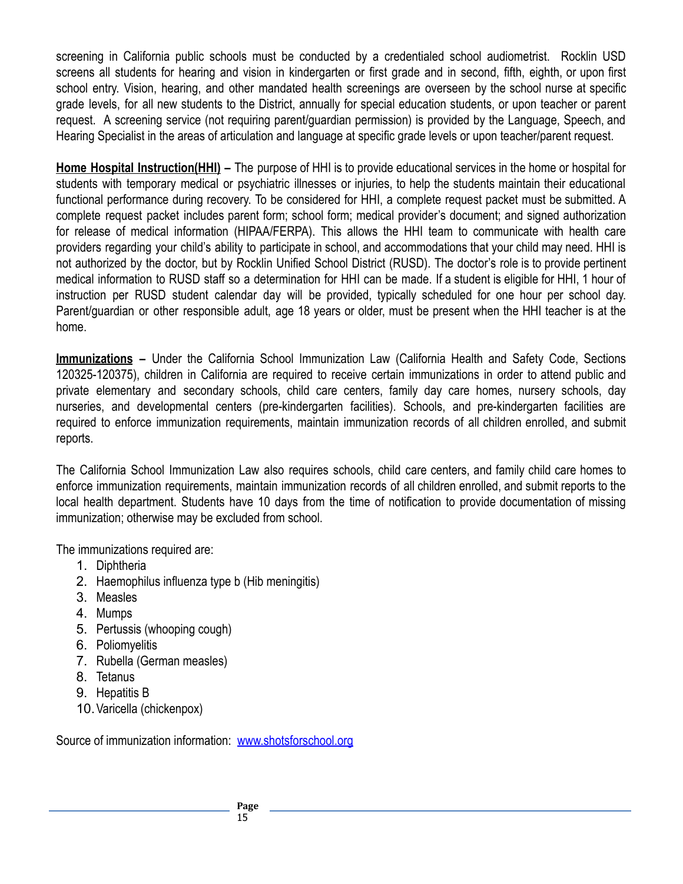screening in California public schools must be conducted by a credentialed school audiometrist. Rocklin USD screens all students for hearing and vision in kindergarten or first grade and in second, fifth, eighth, or upon first school entry. Vision, hearing, and other mandated health screenings are overseen by the school nurse at specific grade levels, for all new students to the District, annually for special education students, or upon teacher or parent request. A screening service (not requiring parent/guardian permission) is provided by the Language, Speech, and Hearing Specialist in the areas of articulation and language at specific grade levels or upon teacher/parent request.

**Home Hospital Instruction(HHI) –** The purpose of HHI is to provide educational services in the home or hospital for students with temporary medical or psychiatric illnesses or injuries, to help the students maintain their educational functional performance during recovery. To be considered for HHI, a complete request packet must be submitted. A complete request packet includes parent form; school form; medical provider's document; and signed authorization for release of medical information (HIPAA/FERPA). This allows the HHI team to communicate with health care providers regarding your child's ability to participate in school, and accommodations that your child may need. HHI is not authorized by the doctor, but by Rocklin Unified School District (RUSD). The doctor's role is to provide pertinent medical information to RUSD staff so a determination for HHI can be made. If a student is eligible for HHI, 1 hour of instruction per RUSD student calendar day will be provided, typically scheduled for one hour per school day. Parent/guardian or other responsible adult, age 18 years or older, must be present when the HHI teacher is at the home.

**Immunizations –** Under the California School Immunization Law (California Health and Safety Code, Sections 120325-120375), children in California are required to receive certain immunizations in order to attend public and private elementary and secondary schools, child care centers, family day care homes, nursery schools, day nurseries, and developmental centers (pre-kindergarten facilities). Schools, and pre-kindergarten facilities are required to enforce immunization requirements, maintain immunization records of all children enrolled, and submit reports.

The California School Immunization Law also requires schools, child care centers, and family child care homes to enforce immunization requirements, maintain immunization records of all children enrolled, and submit reports to the local health department. Students have 10 days from the time of notification to provide documentation of missing immunization; otherwise may be excluded from school.

The immunizations required are:

1. Diphtheria
2. Haemophilus influenza type b (Hib meningitis)
3. Measles
4. Mumps
5. Pertussis (whooping cough)
6. Poliomyelitis
7. Rubella (German measles)
8. Tetanus
9. Hepatitis B
10. Varicella (chickenpox)

Source of immunization information: [www.shotsforschool.org](http://www.shotsforschool.org)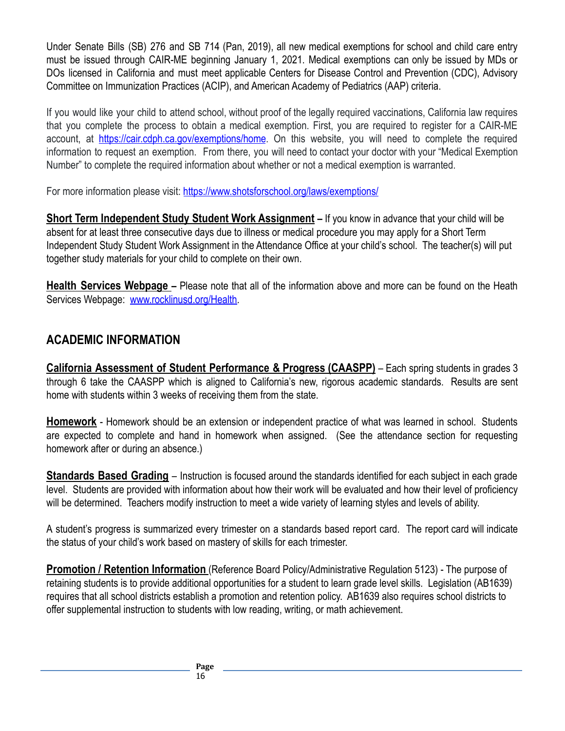Under Senate Bills (SB) 276 and SB 714 (Pan, 2019), all new medical exemptions for school and child care entry must be issued through CAIR-ME beginning January 1, 2021. Medical exemptions can only be issued by MDs or DOs licensed in California and must meet applicable Centers for Disease Control and Prevention (CDC), Advisory Committee on Immunization Practices (ACIP), and American Academy of Pediatrics (AAP) criteria.

If you would like your child to attend school, without proof of the legally required vaccinations, California law requires that you complete the process to obtain a medical exemption. First, you are required to register for a CAIR-ME account, at [https://cair.cdph.ca.gov/exemptions/home](https://cair.cdph.ca.gov/exemptions/home). On this website, you will need to complete the required information to request an exemption. From there, you will need to contact your doctor with your "Medical Exemption Number" to complete the required information about whether or not a medical exemption is warranted.

For more information please visit: [https://www.shotsforschool.org/laws/exemptions/](https://www.shotsforschool.org/laws/exemptions/)

**Short Term Independent Study Student Work Assignment –** If you know in advance that your child will be absent for at least three consecutive days due to illness or medical procedure you may apply for a Short Term Independent Study Student Work Assignment in the Attendance Office at your child's school. The teacher(s) will put together study materials for your child to complete on their own.

**Health Services Webpage –** Please note that all of the information above and more can be found on the Heath Services Webpage: [www.rocklinusd.org/Health](www.rocklinusd.org/Health).

## ACADEMIC INFORMATION

**California Assessment of Student Performance & Progress (CAASPP)** – Each spring students in grades 3 through 6 take the CAASPP which is aligned to California's new, rigorous academic standards. Results are sent home with students within 3 weeks of receiving them from the state.

**Homework** - Homework should be an extension or independent practice of what was learned in school. Students are expected to complete and hand in homework when assigned. (See the attendance section for requesting homework after or during an absence.)

**Standards Based Grading** – Instruction is focused around the standards identified for each subject in each grade level. Students are provided with information about how their work will be evaluated and how their level of proficiency will be determined. Teachers modify instruction to meet a wide variety of learning styles and levels of ability.

A student's progress is summarized every trimester on a standards based report card. The report card will indicate the status of your child's work based on mastery of skills for each trimester.

**Promotion / Retention Information** (Reference Board Policy/Administrative Regulation 5123) - The purpose of retaining students is to provide additional opportunities for a student to learn grade level skills. Legislation (AB1639) requires that all school districts establish a promotion and retention policy. AB1639 also requires school districts to offer supplemental instruction to students with low reading, writing, or math achievement.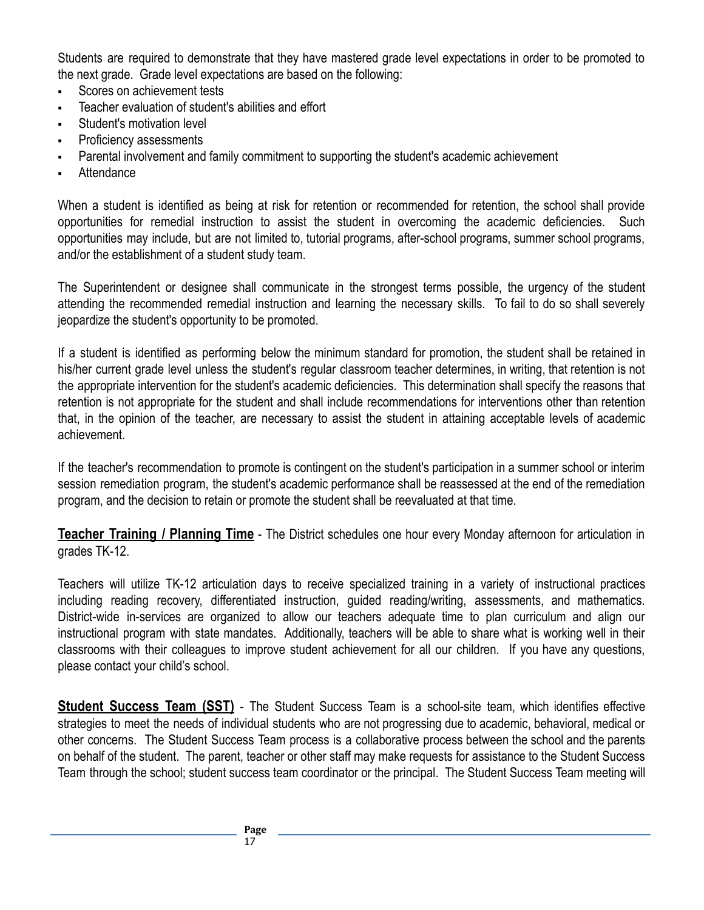Students are required to demonstrate that they have mastered grade level expectations in order to be promoted to the next grade. Grade level expectations are based on the following:

- Scores on achievement tests
- Teacher evaluation of student's abilities and effort
- Student's motivation level
- Proficiency assessments
- Parental involvement and family commitment to supporting the student's academic achievement
- Attendance

When a student is identified as being at risk for retention or recommended for retention, the school shall provide opportunities for remedial instruction to assist the student in overcoming the academic deficiencies. Such opportunities may include, but are not limited to, tutorial programs, after-school programs, summer school programs, and/or the establishment of a student study team.

The Superintendent or designee shall communicate in the strongest terms possible, the urgency of the student attending the recommended remedial instruction and learning the necessary skills. To fail to do so shall severely jeopardize the student's opportunity to be promoted.

If a student is identified as performing below the minimum standard for promotion, the student shall be retained in his/her current grade level unless the student's regular classroom teacher determines, in writing, that retention is not the appropriate intervention for the student's academic deficiencies. This determination shall specify the reasons that retention is not appropriate for the student and shall include recommendations for interventions other than retention that, in the opinion of the teacher, are necessary to assist the student in attaining acceptable levels of academic achievement.

If the teacher's recommendation to promote is contingent on the student's participation in a summer school or interim session remediation program, the student's academic performance shall be reassessed at the end of the remediation program, and the decision to retain or promote the student shall be reevaluated at that time.

**Teacher Training / Planning Time** - The District schedules one hour every Monday afternoon for articulation in grades TK-12.

Teachers will utilize TK-12 articulation days to receive specialized training in a variety of instructional practices including reading recovery, differentiated instruction, guided reading/writing, assessments, and mathematics. District-wide in-services are organized to allow our teachers adequate time to plan curriculum and align our instructional program with state mandates. Additionally, teachers will be able to share what is working well in their classrooms with their colleagues to improve student achievement for all our children. If you have any questions, please contact your child's school.

**Student Success Team (SST)** - The Student Success Team is a school-site team, which identifies effective strategies to meet the needs of individual students who are not progressing due to academic, behavioral, medical or other concerns. The Student Success Team process is a collaborative process between the school and the parents on behalf of the student. The parent, teacher or other staff may make requests for assistance to the Student Success Team through the school; student success team coordinator or the principal. The Student Success Team meeting will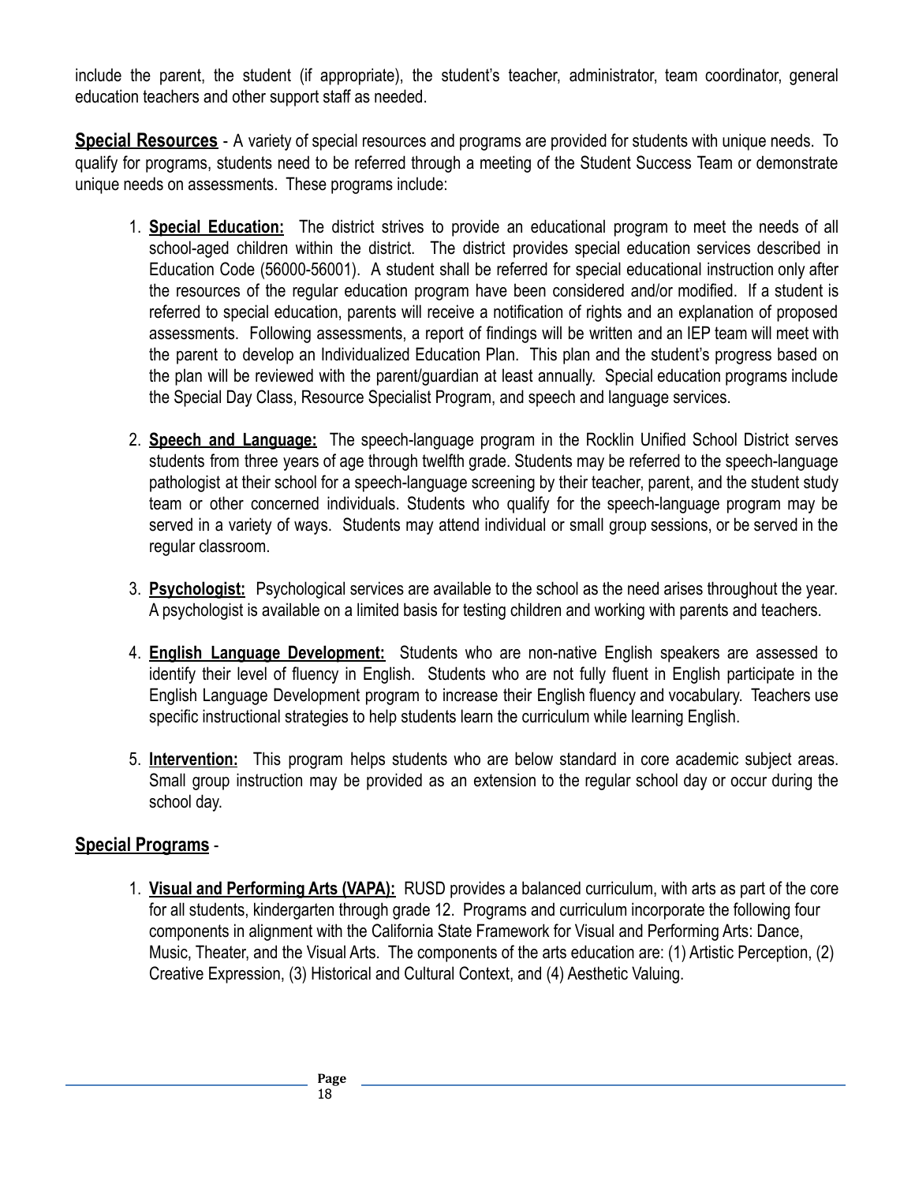include the parent, the student (if appropriate), the student's teacher, administrator, team coordinator, general education teachers and other support staff as needed.

**Special Resources** - A variety of special resources and programs are provided for students with unique needs. To qualify for programs, students need to be referred through a meeting of the Student Success Team or demonstrate unique needs on assessments. These programs include:

1. **Special Education:** The district strives to provide an educational program to meet the needs of all school-aged children within the district. The district provides special education services described in Education Code (56000-56001). A student shall be referred for special educational instruction only after the resources of the regular education program have been considered and/or modified. If a student is referred to special education, parents will receive a notification of rights and an explanation of proposed assessments. Following assessments, a report of findings will be written and an IEP team will meet with the parent to develop an Individualized Education Plan. This plan and the student's progress based on the plan will be reviewed with the parent/guardian at least annually. Special education programs include the Special Day Class, Resource Specialist Program, and speech and language services.

2. **Speech and Language:** The speech-language program in the Rocklin Unified School District serves students from three years of age through twelfth grade. Students may be referred to the speech-language pathologist at their school for a speech-language screening by their teacher, parent, and the student study team or other concerned individuals. Students who qualify for the speech-language program may be served in a variety of ways. Students may attend individual or small group sessions, or be served in the regular classroom.

3. **Psychologist:** Psychological services are available to the school as the need arises throughout the year. A psychologist is available on a limited basis for testing children and working with parents and teachers.

4. **English Language Development:** Students who are non-native English speakers are assessed to identify their level of fluency in English. Students who are not fully fluent in English participate in the English Language Development program to increase their English fluency and vocabulary. Teachers use specific instructional strategies to help students learn the curriculum while learning English.

5. **Intervention:** This program helps students who are below standard in core academic subject areas. Small group instruction may be provided as an extension to the regular school day or occur during the school day.

**Special Programs** -

1. **Visual and Performing Arts (VAPA):** RUSD provides a balanced curriculum, with arts as part of the core for all students, kindergarten through grade 12. Programs and curriculum incorporate the following four components in alignment with the California State Framework for Visual and Performing Arts: Dance, Music, Theater, and the Visual Arts. The components of the arts education are: (1) Artistic Perception, (2) Creative Expression, (3) Historical and Cultural Context, and (4) Aesthetic Valuing.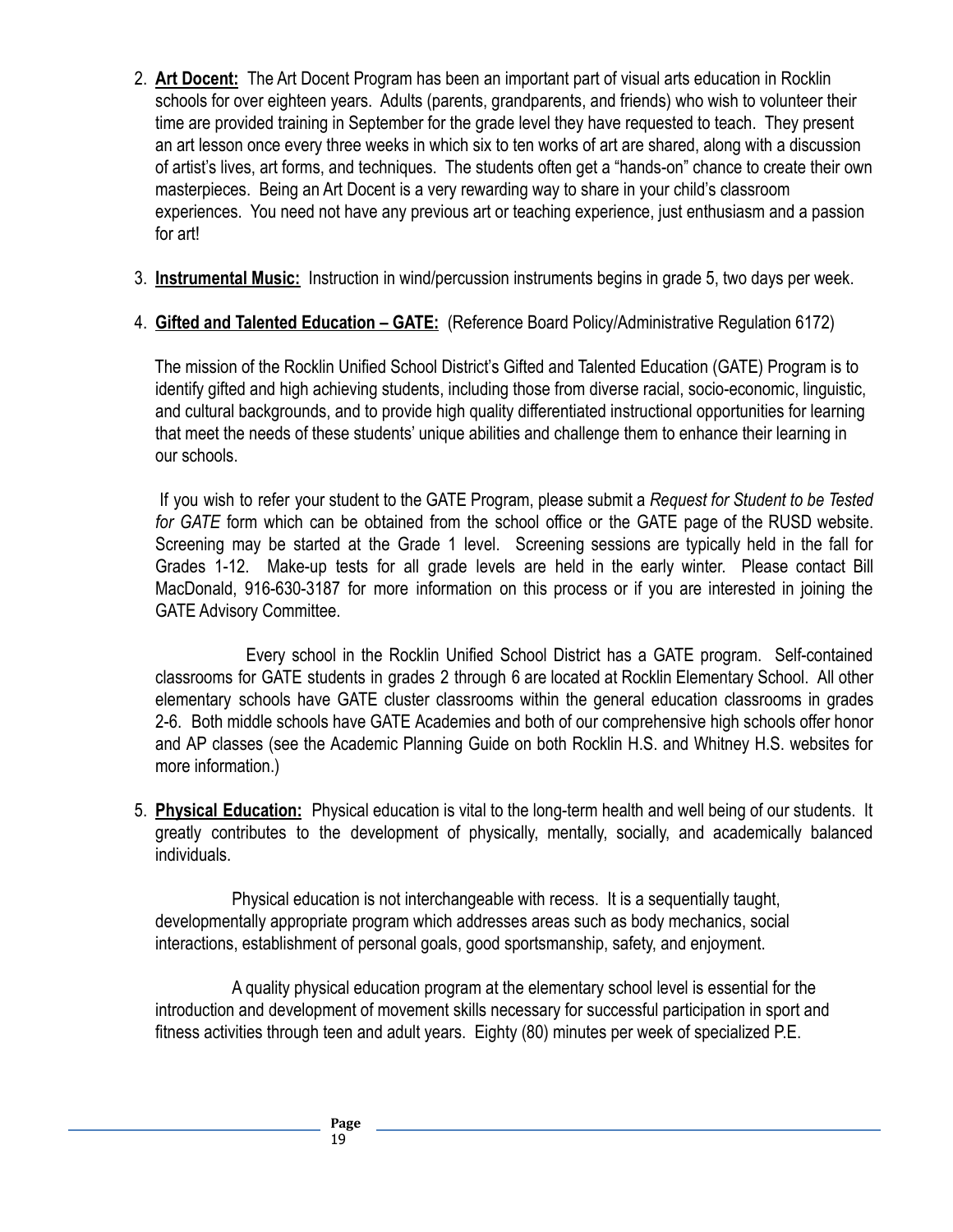2. **Art Docent:** The Art Docent Program has been an important part of visual arts education in Rocklin schools for over eighteen years. Adults (parents, grandparents, and friends) who wish to volunteer their time are provided training in September for the grade level they have requested to teach. They present an art lesson once every three weeks in which six to ten works of art are shared, along with a discussion of artist's lives, art forms, and techniques. The students often get a "hands-on" chance to create their own masterpieces. Being an Art Docent is a very rewarding way to share in your child's classroom experiences. You need not have any previous art or teaching experience, just enthusiasm and a passion for art!

3. **Instrumental Music:** Instruction in wind/percussion instruments begins in grade 5, two days per week.

4. **Gifted and Talented Education – GATE:** (Reference Board Policy/Administrative Regulation 6172)

   The mission of the Rocklin Unified School District's Gifted and Talented Education (GATE) Program is to identify gifted and high achieving students, including those from diverse racial, socio-economic, linguistic, and cultural backgrounds, and to provide high quality differentiated instructional opportunities for learning that meet the needs of these students' unique abilities and challenge them to enhance their learning in our schools.

   If you wish to refer your student to the GATE Program, please submit a *Request for Student to be Tested for GATE* form which can be obtained from the school office or the GATE page of the RUSD website. Screening may be started at the Grade 1 level. Screening sessions are typically held in the fall for Grades 1-12. Make-up tests for all grade levels are held in the early winter. Please contact Bill MacDonald, 916-630-3187 for more information on this process or if you are interested in joining the GATE Advisory Committee.

   Every school in the Rocklin Unified School District has a GATE program. Self-contained classrooms for GATE students in grades 2 through 6 are located at Rocklin Elementary School. All other elementary schools have GATE cluster classrooms within the general education classrooms in grades 2-6. Both middle schools have GATE Academies and both of our comprehensive high schools offer honor and AP classes (see the Academic Planning Guide on both Rocklin H.S. and Whitney H.S. websites for more information.)

5. **Physical Education:** Physical education is vital to the long-term health and well being of our students. It greatly contributes to the development of physically, mentally, socially, and academically balanced individuals.

   Physical education is not interchangeable with recess. It is a sequentially taught, developmentally appropriate program which addresses areas such as body mechanics, social interactions, establishment of personal goals, good sportsmanship, safety, and enjoyment.

   A quality physical education program at the elementary school level is essential for the introduction and development of movement skills necessary for successful participation in sport and fitness activities through teen and adult years. Eighty (80) minutes per week of specialized P.E.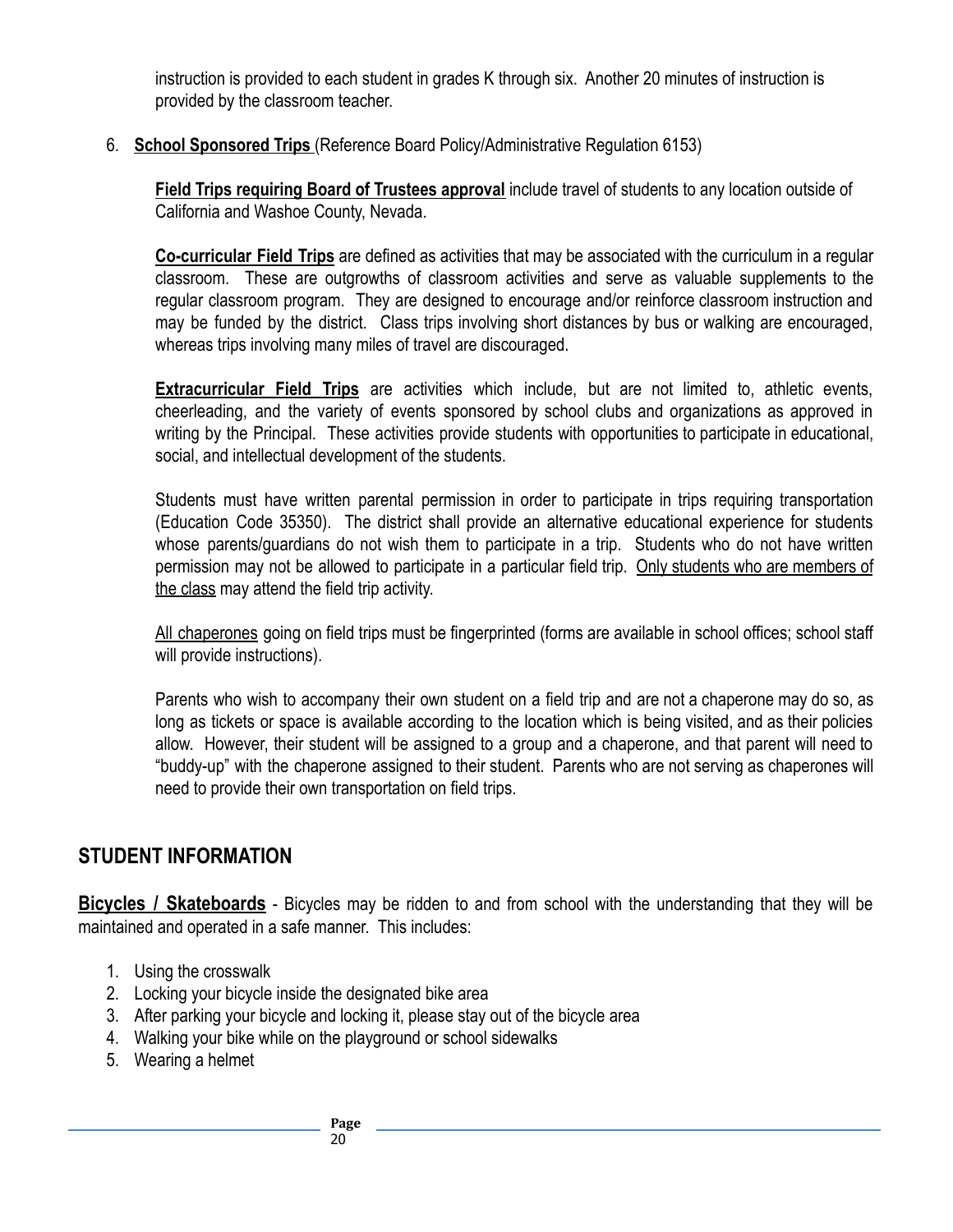instruction is provided to each student in grades K through six. Another 20 minutes of instruction is provided by the classroom teacher.

6. **School Sponsored Trips** (Reference Board Policy/Administrative Regulation 6153)

   **Field Trips requiring Board of Trustees approval** include travel of students to any location outside of California and Washoe County, Nevada.

   **Co-curricular Field Trips** are defined as activities that may be associated with the curriculum in a regular classroom. These are outgrowths of classroom activities and serve as valuable supplements to the regular classroom program. They are designed to encourage and/or reinforce classroom instruction and may be funded by the district. Class trips involving short distances by bus or walking are encouraged, whereas trips involving many miles of travel are discouraged.

   **Extracurricular Field Trips** are activities which include, but are not limited to, athletic events, cheerleading, and the variety of events sponsored by school clubs and organizations as approved in writing by the Principal. These activities provide students with opportunities to participate in educational, social, and intellectual development of the students.

   Students must have written parental permission in order to participate in trips requiring transportation (Education Code 35350). The district shall provide an alternative educational experience for students whose parents/guardians do not wish them to participate in a trip. Students who do not have written permission may not be allowed to participate in a particular field trip. Only students who are members of the class may attend the field trip activity.

   All chaperones going on field trips must be fingerprinted (forms are available in school offices; school staff will provide instructions).

   Parents who wish to accompany their own student on a field trip and are not a chaperone may do so, as long as tickets or space is available according to the location which is being visited, and as their policies allow. However, their student will be assigned to a group and a chaperone, and that parent will need to "buddy-up" with the chaperone assigned to their student. Parents who are not serving as chaperones will need to provide their own transportation on field trips.

## STUDENT INFORMATION

**Bicycles / Skateboards** - Bicycles may be ridden to and from school with the understanding that they will be maintained and operated in a safe manner. This includes:

1. Using the crosswalk
2. Locking your bicycle inside the designated bike area
3. After parking your bicycle and locking it, please stay out of the bicycle area
4. Walking your bike while on the playground or school sidewalks
5. Wearing a helmet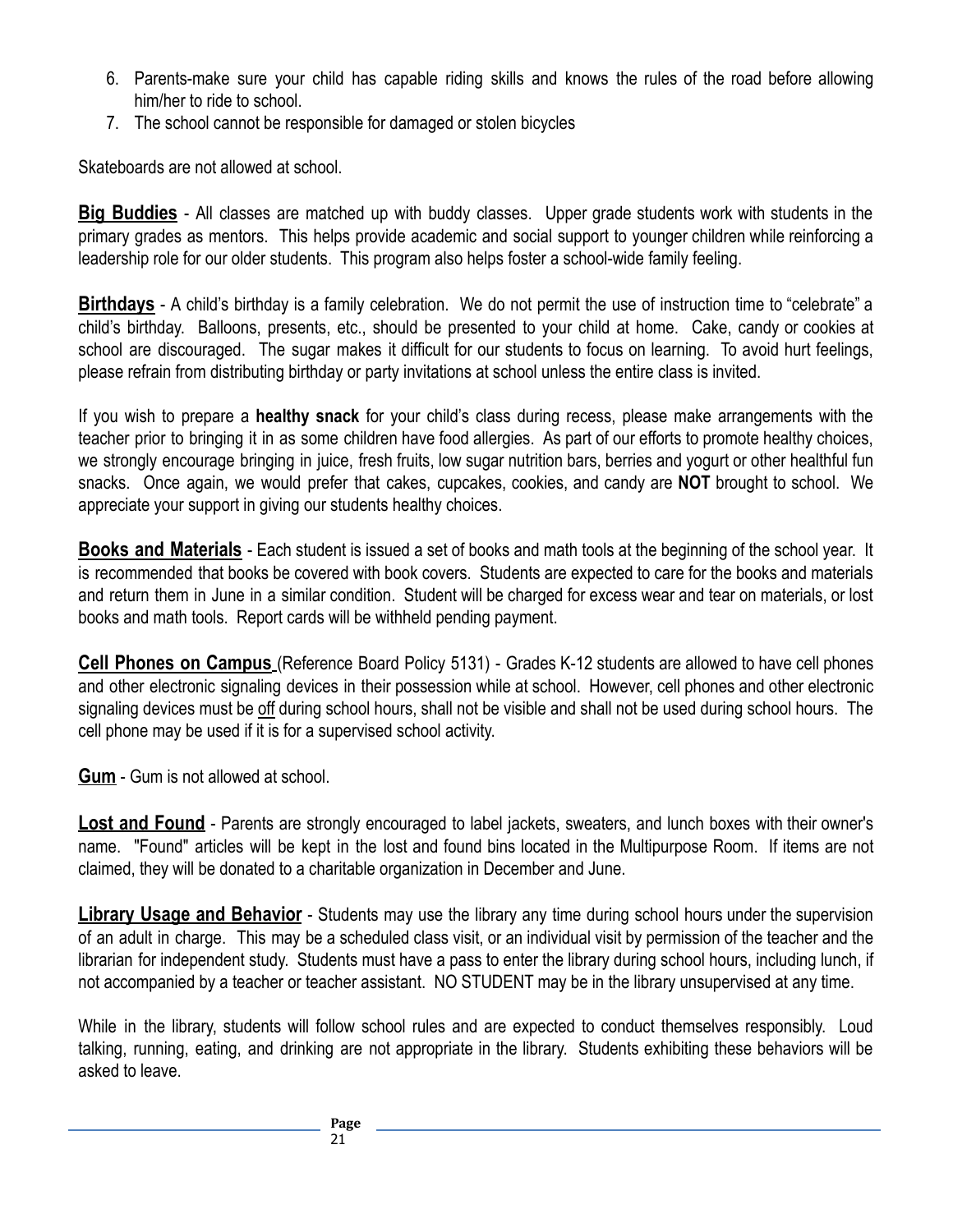6. Parents-make sure your child has capable riding skills and knows the rules of the road before allowing him/her to ride to school.
7. The school cannot be responsible for damaged or stolen bicycles

Skateboards are not allowed at school.

**Big Buddies** - All classes are matched up with buddy classes. Upper grade students work with students in the primary grades as mentors. This helps provide academic and social support to younger children while reinforcing a leadership role for our older students. This program also helps foster a school-wide family feeling.

**Birthdays** - A child's birthday is a family celebration. We do not permit the use of instruction time to "celebrate" a child's birthday. Balloons, presents, etc., should be presented to your child at home. Cake, candy or cookies at school are discouraged. The sugar makes it difficult for our students to focus on learning. To avoid hurt feelings, please refrain from distributing birthday or party invitations at school unless the entire class is invited.

If you wish to prepare a **healthy snack** for your child's class during recess, please make arrangements with the teacher prior to bringing it in as some children have food allergies. As part of our efforts to promote healthy choices, we strongly encourage bringing in juice, fresh fruits, low sugar nutrition bars, berries and yogurt or other healthful fun snacks. Once again, we would prefer that cakes, cupcakes, cookies, and candy are **NOT** brought to school. We appreciate your support in giving our students healthy choices.

**Books and Materials** - Each student is issued a set of books and math tools at the beginning of the school year. It is recommended that books be covered with book covers. Students are expected to care for the books and materials and return them in June in a similar condition. Student will be charged for excess wear and tear on materials, or lost books and math tools. Report cards will be withheld pending payment.

**Cell Phones on Campus** (Reference Board Policy 5131) - Grades K-12 students are allowed to have cell phones and other electronic signaling devices in their possession while at school. However, cell phones and other electronic signaling devices must be off during school hours, shall not be visible and shall not be used during school hours. The cell phone may be used if it is for a supervised school activity.

**Gum** - Gum is not allowed at school.

**Lost and Found** - Parents are strongly encouraged to label jackets, sweaters, and lunch boxes with their owner's name. "Found" articles will be kept in the lost and found bins located in the Multipurpose Room. If items are not claimed, they will be donated to a charitable organization in December and June.

**Library Usage and Behavior** - Students may use the library any time during school hours under the supervision of an adult in charge. This may be a scheduled class visit, or an individual visit by permission of the teacher and the librarian for independent study. Students must have a pass to enter the library during school hours, including lunch, if not accompanied by a teacher or teacher assistant. NO STUDENT may be in the library unsupervised at any time.

While in the library, students will follow school rules and are expected to conduct themselves responsibly. Loud talking, running, eating, and drinking are not appropriate in the library. Students exhibiting these behaviors will be asked to leave.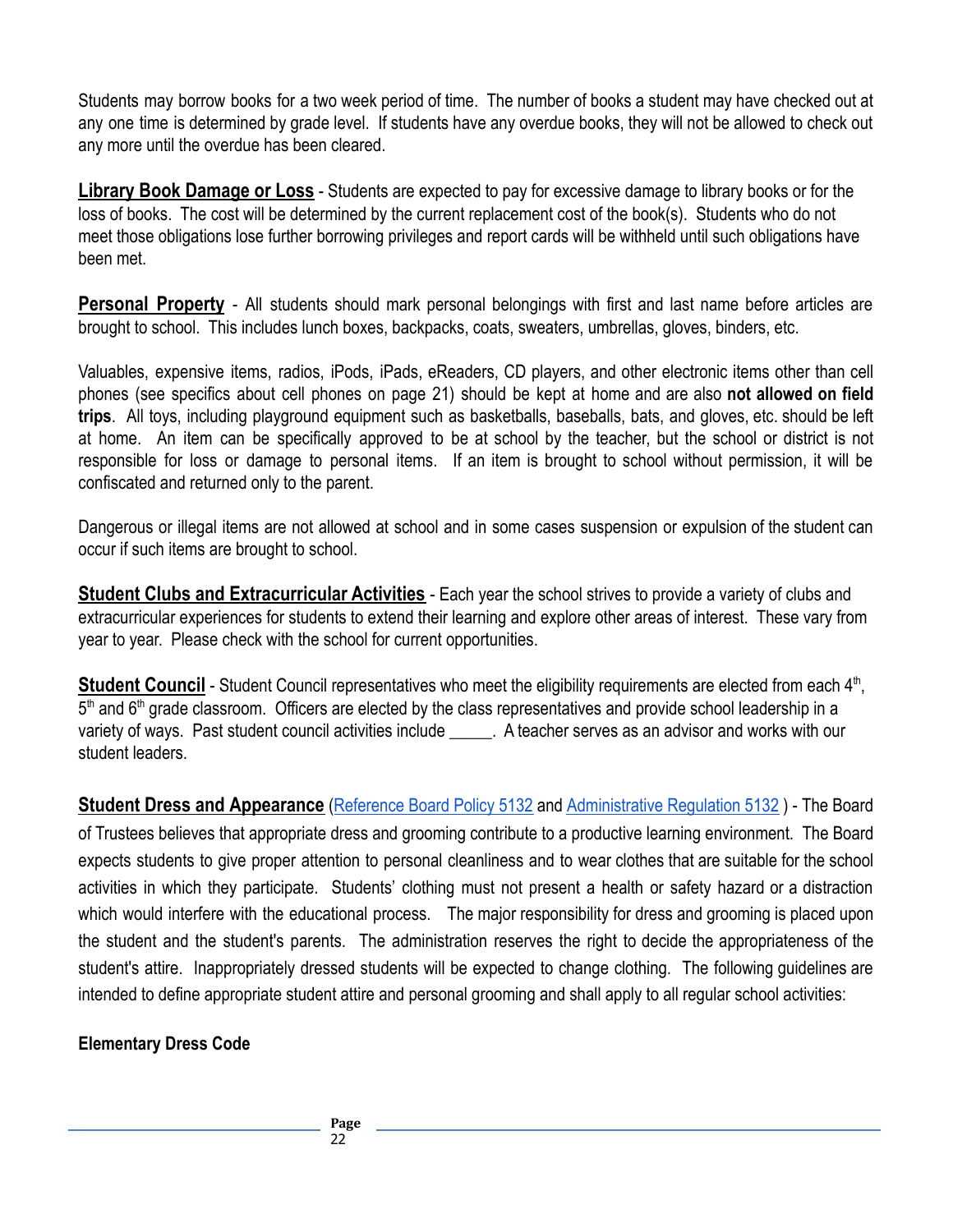Students may borrow books for a two week period of time. The number of books a student may have checked out at any one time is determined by grade level. If students have any overdue books, they will not be allowed to check out any more until the overdue has been cleared.

**Library Book Damage or Loss** - Students are expected to pay for excessive damage to library books or for the loss of books. The cost will be determined by the current replacement cost of the book(s). Students who do not meet those obligations lose further borrowing privileges and report cards will be withheld until such obligations have been met.

**Personal Property** - All students should mark personal belongings with first and last name before articles are brought to school. This includes lunch boxes, backpacks, coats, sweaters, umbrellas, gloves, binders, etc.

Valuables, expensive items, radios, iPods, iPads, eReaders, CD players, and other electronic items other than cell phones (see specifics about cell phones on page 21) should be kept at home and are also **not allowed on field trips**. All toys, including playground equipment such as basketballs, baseballs, bats, and gloves, etc. should be left at home. An item can be specifically approved to be at school by the teacher, but the school or district is not responsible for loss or damage to personal items. If an item is brought to school without permission, it will be confiscated and returned only to the parent.

Dangerous or illegal items are not allowed at school and in some cases suspension or expulsion of the student can occur if such items are brought to school.

**Student Clubs and Extracurricular Activities** - Each year the school strives to provide a variety of clubs and extracurricular experiences for students to extend their learning and explore other areas of interest. These vary from year to year. Please check with the school for current opportunities.

**Student Council** - Student Council representatives who meet the eligibility requirements are elected from each 4th, 5th and 6th grade classroom. Officers are elected by the class representatives and provide school leadership in a variety of ways. Past student council activities include _____. A teacher serves as an advisor and works with our student leaders.

**Student Dress and Appearance** (Reference Board Policy 5132 and Administrative Regulation 5132 ) - The Board of Trustees believes that appropriate dress and grooming contribute to a productive learning environment. The Board expects students to give proper attention to personal cleanliness and to wear clothes that are suitable for the school activities in which they participate. Students' clothing must not present a health or safety hazard or a distraction which would interfere with the educational process. The major responsibility for dress and grooming is placed upon the student and the student's parents. The administration reserves the right to decide the appropriateness of the student's attire. Inappropriately dressed students will be expected to change clothing. The following guidelines are intended to define appropriate student attire and personal grooming and shall apply to all regular school activities:

**Elementary Dress Code**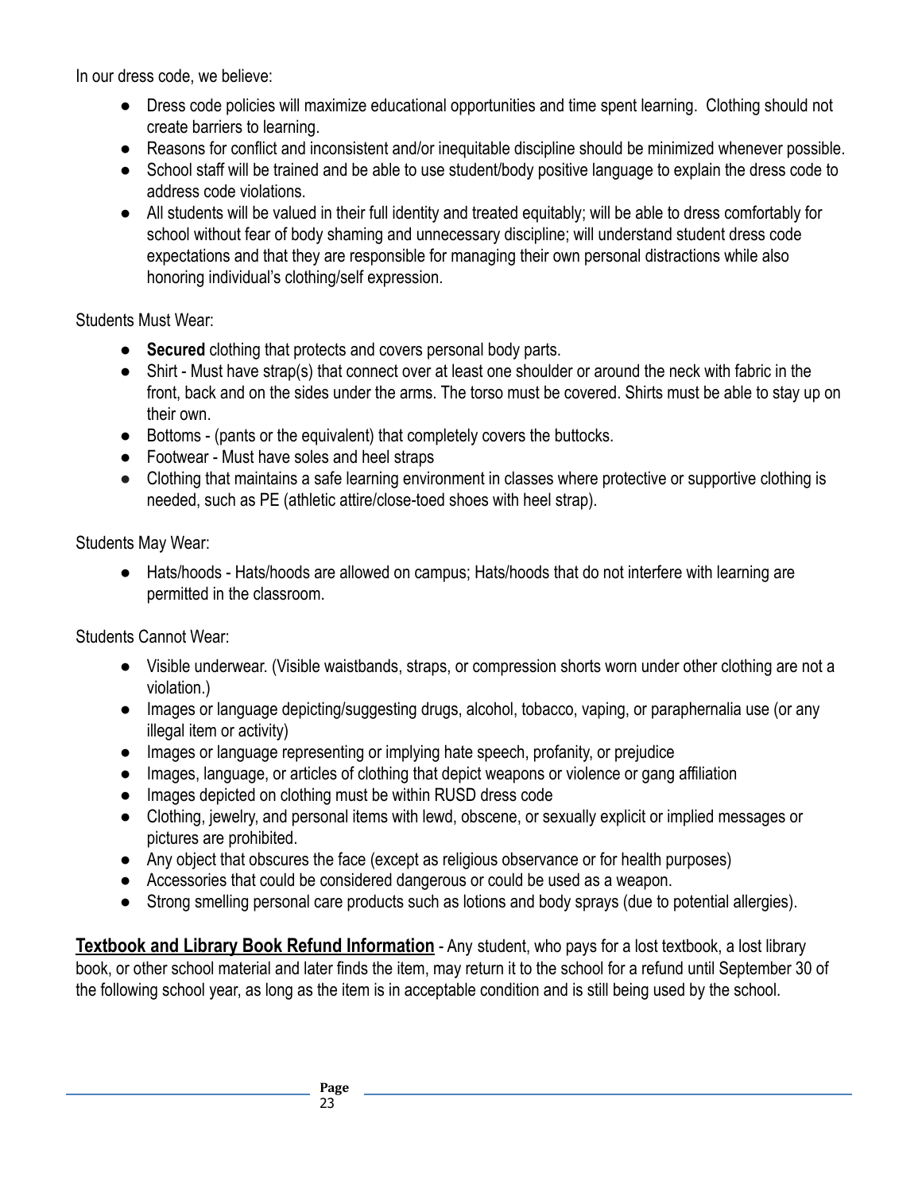In our dress code, we believe:

- Dress code policies will maximize educational opportunities and time spent learning. Clothing should not create barriers to learning.
- Reasons for conflict and inconsistent and/or inequitable discipline should be minimized whenever possible.
- School staff will be trained and be able to use student/body positive language to explain the dress code to address code violations.
- All students will be valued in their full identity and treated equitably; will be able to dress comfortably for school without fear of body shaming and unnecessary discipline; will understand student dress code expectations and that they are responsible for managing their own personal distractions while also honoring individual's clothing/self expression.

Students Must Wear:

- **Secured** clothing that protects and covers personal body parts.
- Shirt - Must have strap(s) that connect over at least one shoulder or around the neck with fabric in the front, back and on the sides under the arms. The torso must be covered. Shirts must be able to stay up on their own.
- Bottoms - (pants or the equivalent) that completely covers the buttocks.
- Footwear - Must have soles and heel straps
- Clothing that maintains a safe learning environment in classes where protective or supportive clothing is needed, such as PE (athletic attire/close-toed shoes with heel strap).

Students May Wear:

- Hats/hoods - Hats/hoods are allowed on campus; Hats/hoods that do not interfere with learning are permitted in the classroom.

Students Cannot Wear:

- Visible underwear. (Visible waistbands, straps, or compression shorts worn under other clothing are not a violation.)
- Images or language depicting/suggesting drugs, alcohol, tobacco, vaping, or paraphernalia use (or any illegal item or activity)
- Images or language representing or implying hate speech, profanity, or prejudice
- Images, language, or articles of clothing that depict weapons or violence or gang affiliation
- Images depicted on clothing must be within RUSD dress code
- Clothing, jewelry, and personal items with lewd, obscene, or sexually explicit or implied messages or pictures are prohibited.
- Any object that obscures the face (except as religious observance or for health purposes)
- Accessories that could be considered dangerous or could be used as a weapon.
- Strong smelling personal care products such as lotions and body sprays (due to potential allergies).

**Textbook and Library Book Refund Information** - Any student, who pays for a lost textbook, a lost library book, or other school material and later finds the item, may return it to the school for a refund until September 30 of the following school year, as long as the item is in acceptable condition and is still being used by the school.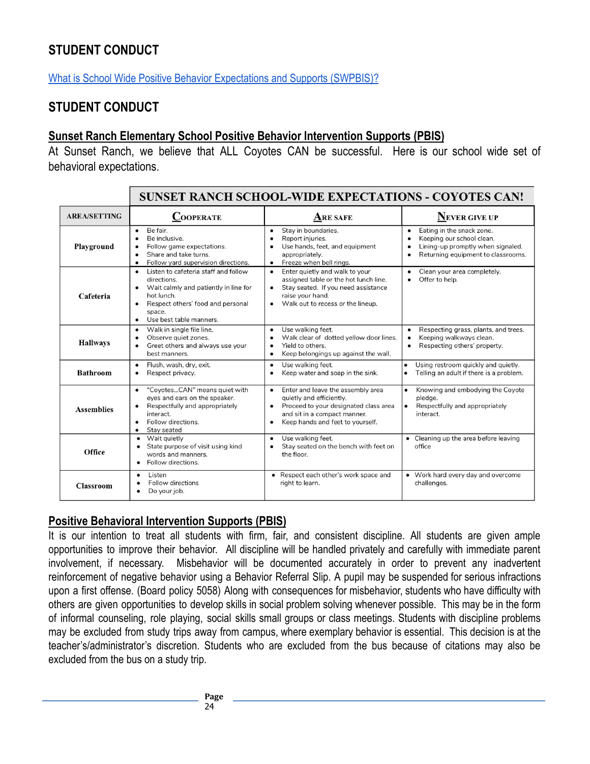## STUDENT CONDUCT

[What is School Wide Positive Behavior Expectations and Supports (SWPBIS)?]

## STUDENT CONDUCT

### Sunset Ranch Elementary School Positive Behavior Intervention Supports (PBIS)

At Sunset Ranch, we believe that ALL Coyotes CAN be successful. Here is our school wide set of behavioral expectations.

| | SUNSET RANCH SCHOOL-WIDE EXPECTATIONS - COYOTES CAN! | | |
|---|---|---|---|
| **AREA/SETTING** | **COOPERATE** | **ARE SAFE** | **NEVER GIVE UP** |
| **Playground** | • Be fair.<br>• Be inclusive.<br>• Follow game expectations.<br>• Share and take turns.<br>• Follow yard supervision directions. | • Stay in boundaries.<br>• Report injuries.<br>• Use hands, feet, and equipment appropriately.<br>• Freeze when bell rings. | • Eating in the snack zone.<br>• Keeping our school clean.<br>• Lining-up promptly when signaled.<br>• Returning equipment to classrooms. |
| **Cafeteria** | • Listen to cafeteria staff and follow directions.<br>• Wait calmly and patiently in line for hot lunch.<br>• Respect others' food and personal space.<br>• Use best table manners. | • Enter quietly and walk to your assigned table or the hot lunch line.<br>• Stay seated. If you need assistance raise your hand.<br>• Walk out to recess or the lineup. | • Clean your area completely.<br>• Offer to help. |
| **Hallways** | • Walk in single file line.<br>• Observe quiet zones.<br>• Greet others and always use your best manners. | • Use walking feet.<br>• Walk clear of dotted yellow door lines.<br>• Yield to others.<br>• Keep belongings up against the wall. | • Respecting grass, plants, and trees.<br>• Keeping walkways clean.<br>• Respecting others' property. |
| **Bathroom** | • Flush, wash, dry, exit.<br>• Respect privacy. | • Use walking feet.<br>• Keep water and soap in the sink. | • Using restroom quickly and quietly.<br>• Telling an adult if there is a problem. |
| **Assemblies** | • "Coyotes...CAN" means quiet with eyes and ears on the speaker.<br>• Respectfully and appropriately interact.<br>• Follow directions.<br>• Stay seated | • Enter and leave the assembly area quietly and efficiently.<br>• Proceed to your designated class area and sit in a compact manner.<br>• Keep hands and feet to yourself. | • Knowing and embodying the Coyote pledge.<br>• Respectfully and appropriately interact. |
| **Office** | • Wait quietly<br>• State purpose of visit using kind words and manners.<br>• Follow directions. | • Use walking feet.<br>• Stay seated on the bench with feet on the floor. | • Cleaning up the area before leaving office |
| **Classroom** | • Listen<br>• Follow directions<br>• Do your job. | • Respect each other's work space and right to learn. | • Work hard every day and overcome challenges. |

### Positive Behavioral Intervention Supports (PBIS)

It is our intention to treat all students with firm, fair, and consistent discipline. All students are given ample opportunities to improve their behavior. All discipline will be handled privately and carefully with immediate parent involvement, if necessary. Misbehavior will be documented accurately in order to prevent any inadvertent reinforcement of negative behavior using a Behavior Referral Slip. A pupil may be suspended for serious infractions upon a first offense. (Board policy 5058) Along with consequences for misbehavior, students who have difficulty with others are given opportunities to develop skills in social problem solving whenever possible. This may be in the form of informal counseling, role playing, social skills small groups or class meetings. Students with discipline problems may be excluded from study trips away from campus, where exemplary behavior is essential. This decision is at the teacher's/administrator's discretion. Students who are excluded from the bus because of citations may also be excluded from the bus on a study trip.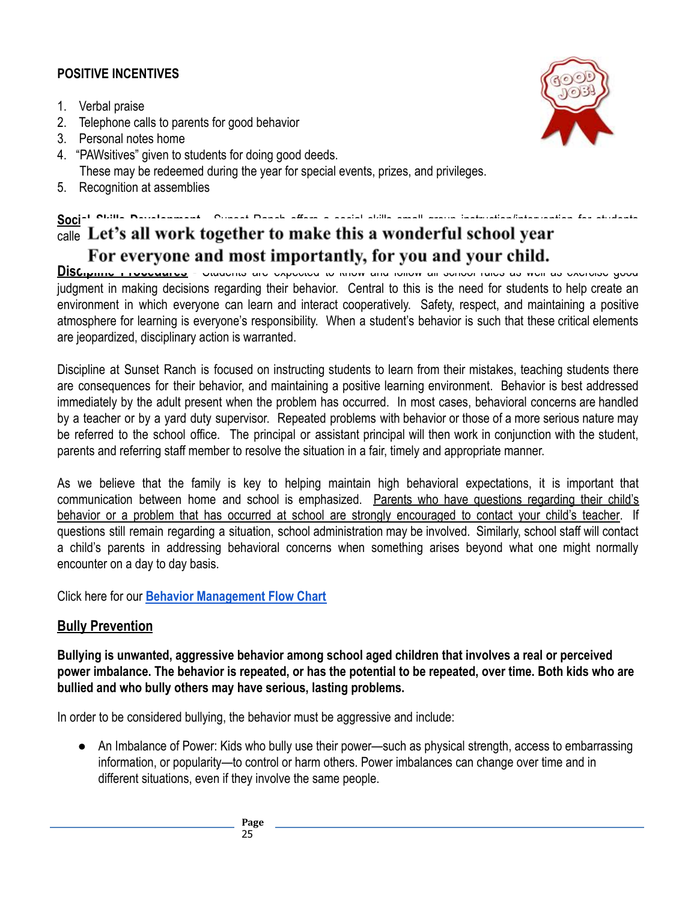**POSITIVE INCENTIVES**

1. Verbal praise
2. Telephone calls to parents for good behavior
3. Personal notes home
4. "PAWsitives" given to students for doing good deeds.
   These may be redeemed during the year for special events, prizes, and privileges.
5. Recognition at assemblies

**Social Skills Development** - Sunset Ranch offers a social skills small group instruction/intervention for students calle

**Let's all work together to make this a wonderful school year**
**For everyone and most importantly, for you and your child.**

**Discipline Procedures** - Students are expected to know and follow all school rules as well as exercise good judgment in making decisions regarding their behavior. Central to this is the need for students to help create an environment in which everyone can learn and interact cooperatively. Safety, respect, and maintaining a positive atmosphere for learning is everyone's responsibility. When a student's behavior is such that these critical elements are jeopardized, disciplinary action is warranted.

Discipline at Sunset Ranch is focused on instructing students to learn from their mistakes, teaching students there are consequences for their behavior, and maintaining a positive learning environment. Behavior is best addressed immediately by the adult present when the problem has occurred. In most cases, behavioral concerns are handled by a teacher or by a yard duty supervisor. Repeated problems with behavior or those of a more serious nature may be referred to the school office. The principal or assistant principal will then work in conjunction with the student, parents and referring staff member to resolve the situation in a fair, timely and appropriate manner.

As we believe that the family is key to helping maintain high behavioral expectations, it is important that communication between home and school is emphasized. Parents who have questions regarding their child's behavior or a problem that has occurred at school are strongly encouraged to contact your child's teacher. If questions still remain regarding a situation, school administration may be involved. Similarly, school staff will contact a child's parents in addressing behavioral concerns when something arises beyond what one might normally encounter on a day to day basis.

Click here for our **Behavior Management Flow Chart**

## Bully Prevention

**Bullying is unwanted, aggressive behavior among school aged children that involves a real or perceived power imbalance. The behavior is repeated, or has the potential to be repeated, over time. Both kids who are bullied and who bully others may have serious, lasting problems.**

In order to be considered bullying, the behavior must be aggressive and include:

- An Imbalance of Power: Kids who bully use their power—such as physical strength, access to embarrassing information, or popularity—to control or harm others. Power imbalances can change over time and in different situations, even if they involve the same people.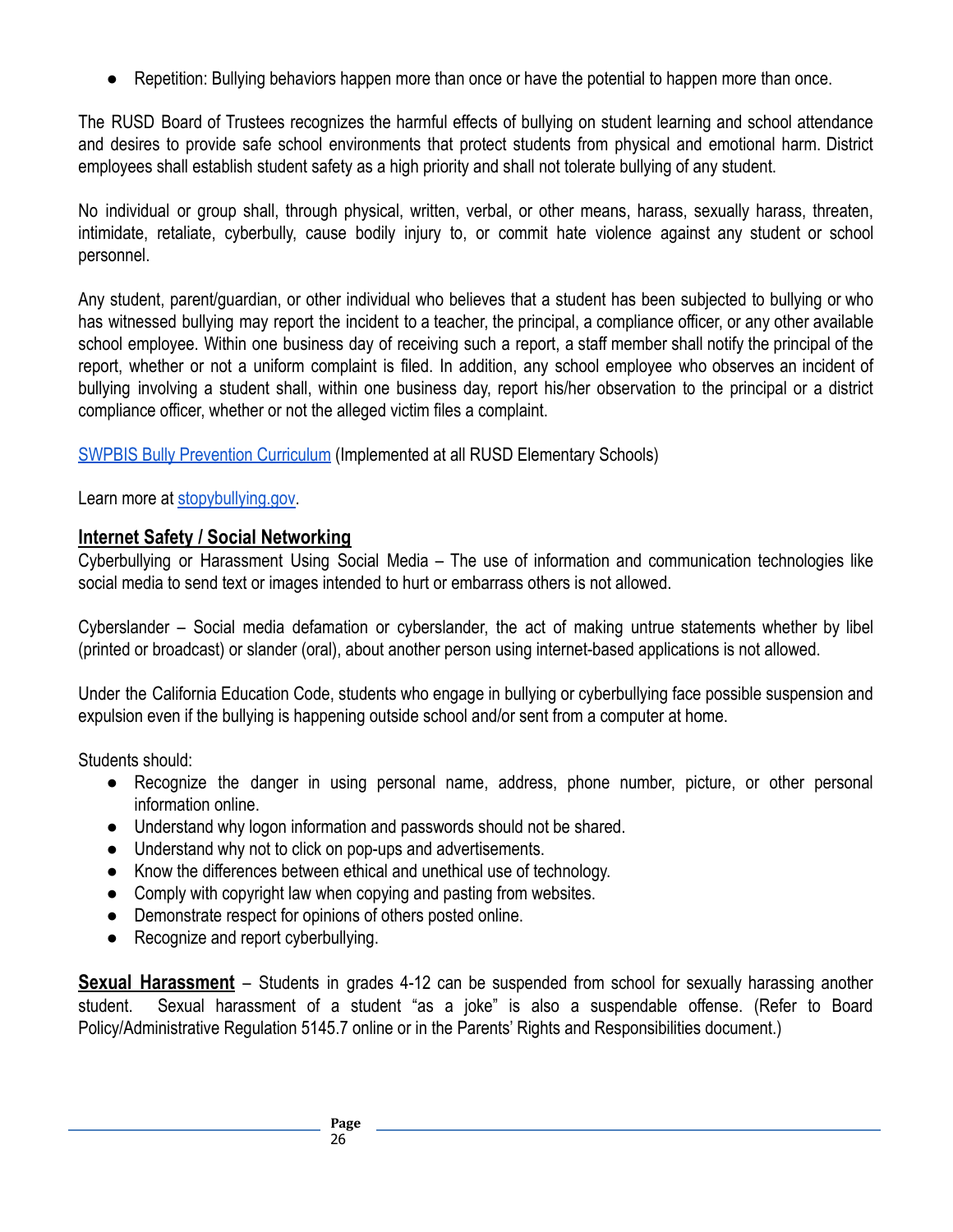- Repetition: Bullying behaviors happen more than once or have the potential to happen more than once.

The RUSD Board of Trustees recognizes the harmful effects of bullying on student learning and school attendance and desires to provide safe school environments that protect students from physical and emotional harm. District employees shall establish student safety as a high priority and shall not tolerate bullying of any student.

No individual or group shall, through physical, written, verbal, or other means, harass, sexually harass, threaten, intimidate, retaliate, cyberbully, cause bodily injury to, or commit hate violence against any student or school personnel.

Any student, parent/guardian, or other individual who believes that a student has been subjected to bullying or who has witnessed bullying may report the incident to a teacher, the principal, a compliance officer, or any other available school employee. Within one business day of receiving such a report, a staff member shall notify the principal of the report, whether or not a uniform complaint is filed. In addition, any school employee who observes an incident of bullying involving a student shall, within one business day, report his/her observation to the principal or a district compliance officer, whether or not the alleged victim files a complaint.

SWPBIS Bully Prevention Curriculum (Implemented at all RUSD Elementary Schools)

Learn more at stopybullying.gov.

## Internet Safety / Social Networking

Cyberbullying or Harassment Using Social Media – The use of information and communication technologies like social media to send text or images intended to hurt or embarrass others is not allowed.

Cyberslander – Social media defamation or cyberslander, the act of making untrue statements whether by libel (printed or broadcast) or slander (oral), about another person using internet-based applications is not allowed.

Under the California Education Code, students who engage in bullying or cyberbullying face possible suspension and expulsion even if the bullying is happening outside school and/or sent from a computer at home.

Students should:

- Recognize the danger in using personal name, address, phone number, picture, or other personal information online.
- Understand why logon information and passwords should not be shared.
- Understand why not to click on pop-ups and advertisements.
- Know the differences between ethical and unethical use of technology.
- Comply with copyright law when copying and pasting from websites.
- Demonstrate respect for opinions of others posted online.
- Recognize and report cyberbullying.

**Sexual Harassment** – Students in grades 4-12 can be suspended from school for sexually harassing another student. Sexual harassment of a student "as a joke" is also a suspendable offense. (Refer to Board Policy/Administrative Regulation 5145.7 online or in the Parents' Rights and Responsibilities document.)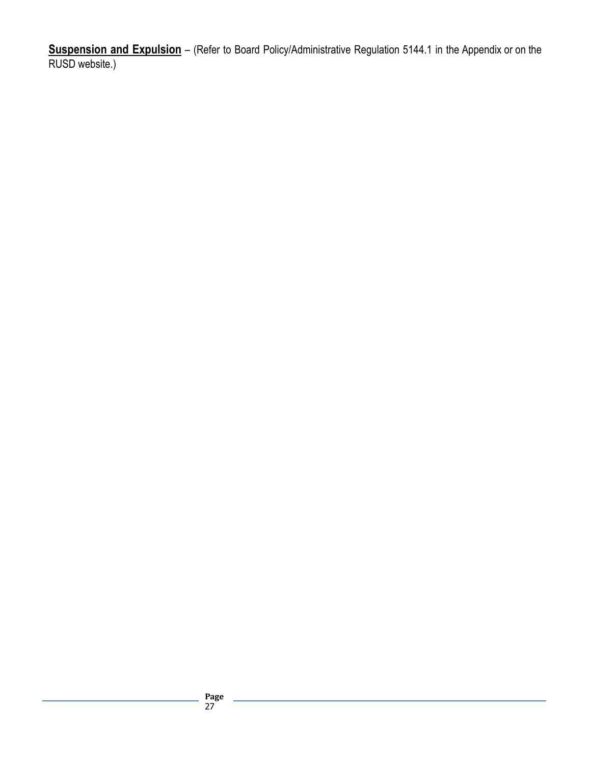**Suspension and Expulsion** – (Refer to Board Policy/Administrative Regulation 5144.1 in the Appendix or on the RUSD website.)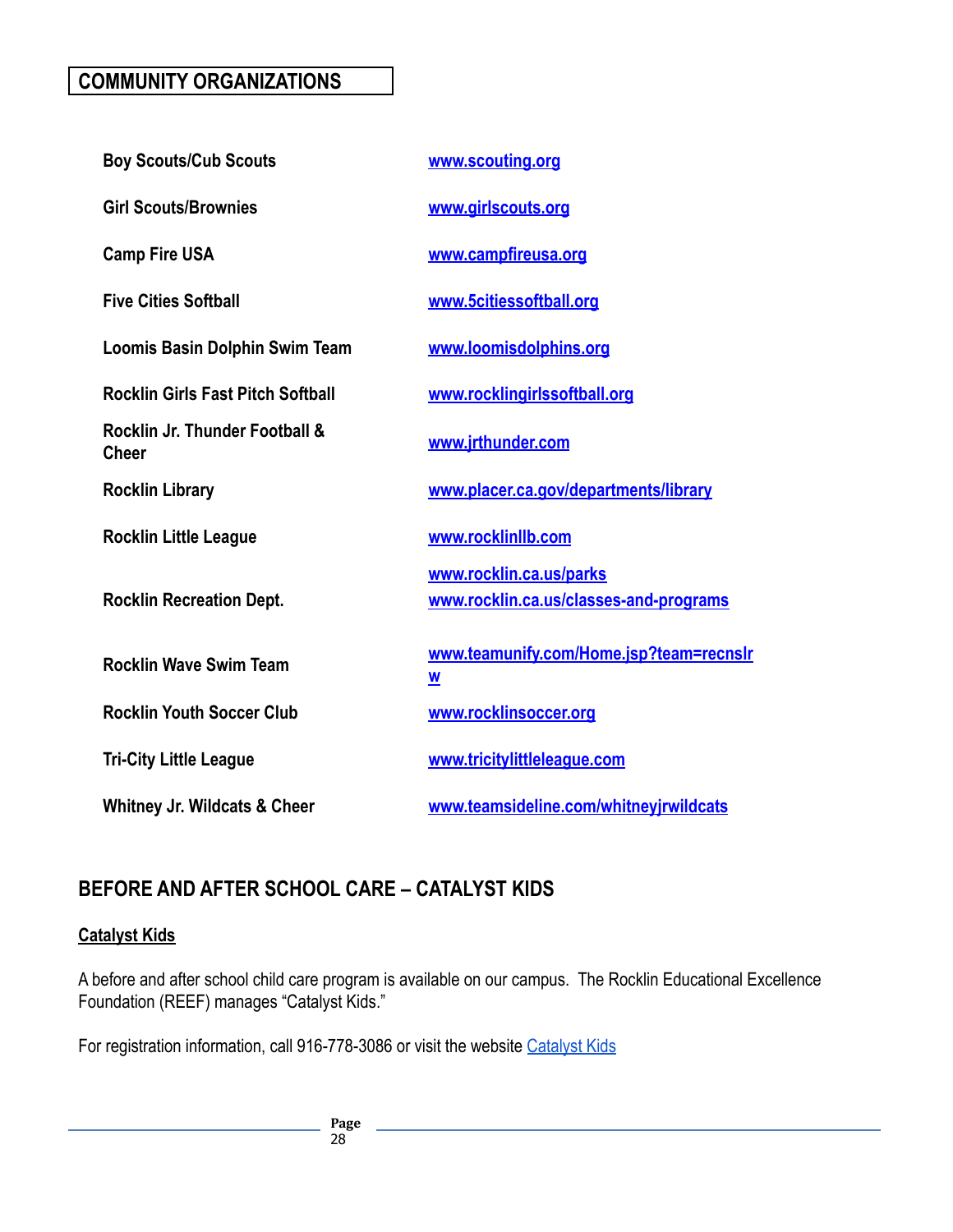## COMMUNITY ORGANIZATIONS

| Organization | Website |
|---|---|
| **Boy Scouts/Cub Scouts** | www.scouting.org |
| **Girl Scouts/Brownies** | www.girlscouts.org |
| **Camp Fire USA** | www.campfireusa.org |
| **Five Cities Softball** | www.5citiessoftball.org |
| **Loomis Basin Dolphin Swim Team** | www.loomisdolphins.org |
| **Rocklin Girls Fast Pitch Softball** | www.rocklingirlssoftball.org |
| **Rocklin Jr. Thunder Football & Cheer** | www.jrthunder.com |
| **Rocklin Library** | www.placer.ca.gov/departments/library |
| **Rocklin Little League** | www.rocklinllb.com |
| **Rocklin Recreation Dept.** | www.rocklin.ca.us/parks www.rocklin.ca.us/classes-and-programs |
| **Rocklin Wave Swim Team** | www.teamunify.com/Home.jsp?team=recnslrw |
| **Rocklin Youth Soccer Club** | www.rocklinsoccer.org |
| **Tri-City Little League** | www.tricitylittleleague.com |
| **Whitney Jr. Wildcats & Cheer** | www.teamsideline.com/whitneyjrwildcats |

## BEFORE AND AFTER SCHOOL CARE – CATALYST KIDS

**Catalyst Kids**

A before and after school child care program is available on our campus. The Rocklin Educational Excellence Foundation (REEF) manages "Catalyst Kids."

For registration information, call 916-778-3086 or visit the website Catalyst Kids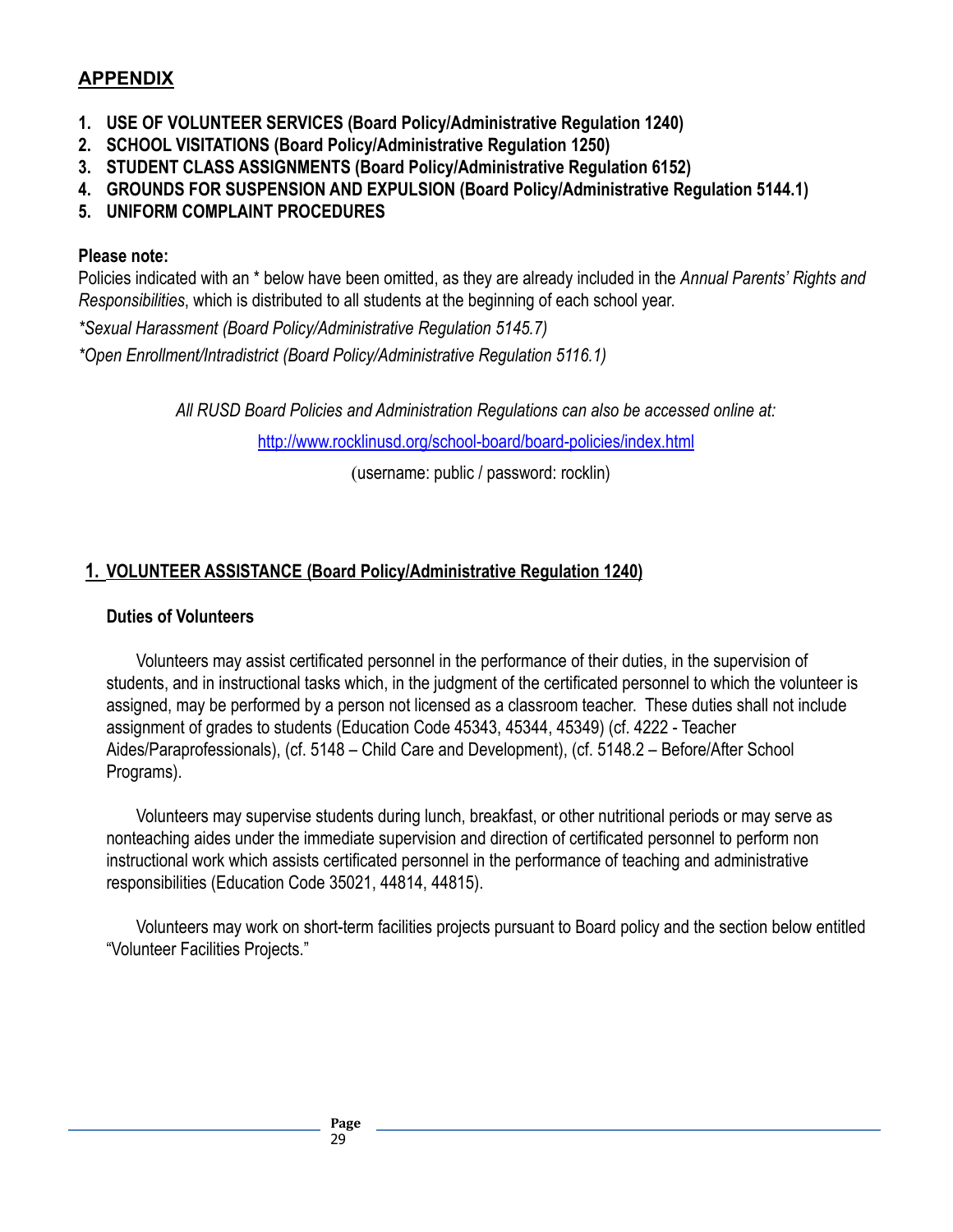## APPENDIX

1. **USE OF VOLUNTEER SERVICES (Board Policy/Administrative Regulation 1240)**
2. **SCHOOL VISITATIONS (Board Policy/Administrative Regulation 1250)**
3. **STUDENT CLASS ASSIGNMENTS (Board Policy/Administrative Regulation 6152)**
4. **GROUNDS FOR SUSPENSION AND EXPULSION (Board Policy/Administrative Regulation 5144.1)**
5. **UNIFORM COMPLAINT PROCEDURES**

**Please note:**
Policies indicated with an * below have been omitted, as they are already included in the *Annual Parents' Rights and Responsibilities*, which is distributed to all students at the beginning of each school year.

*\*Sexual Harassment (Board Policy/Administrative Regulation 5145.7)*

*\*Open Enrollment/Intradistrict (Board Policy/Administrative Regulation 5116.1)*

*All RUSD Board Policies and Administration Regulations can also be accessed online at:*

http://www.rocklinusd.org/school-board/board-policies/index.html

(username: public / password: rocklin)

### 1. VOLUNTEER ASSISTANCE (Board Policy/Administrative Regulation 1240)

**Duties of Volunteers**

Volunteers may assist certificated personnel in the performance of their duties, in the supervision of students, and in instructional tasks which, in the judgment of the certificated personnel to which the volunteer is assigned, may be performed by a person not licensed as a classroom teacher. These duties shall not include assignment of grades to students (Education Code 45343, 45344, 45349) (cf. 4222 - Teacher Aides/Paraprofessionals), (cf. 5148 – Child Care and Development), (cf. 5148.2 – Before/After School Programs).

Volunteers may supervise students during lunch, breakfast, or other nutritional periods or may serve as nonteaching aides under the immediate supervision and direction of certificated personnel to perform non instructional work which assists certificated personnel in the performance of teaching and administrative responsibilities (Education Code 35021, 44814, 44815).

Volunteers may work on short-term facilities projects pursuant to Board policy and the section below entitled "Volunteer Facilities Projects."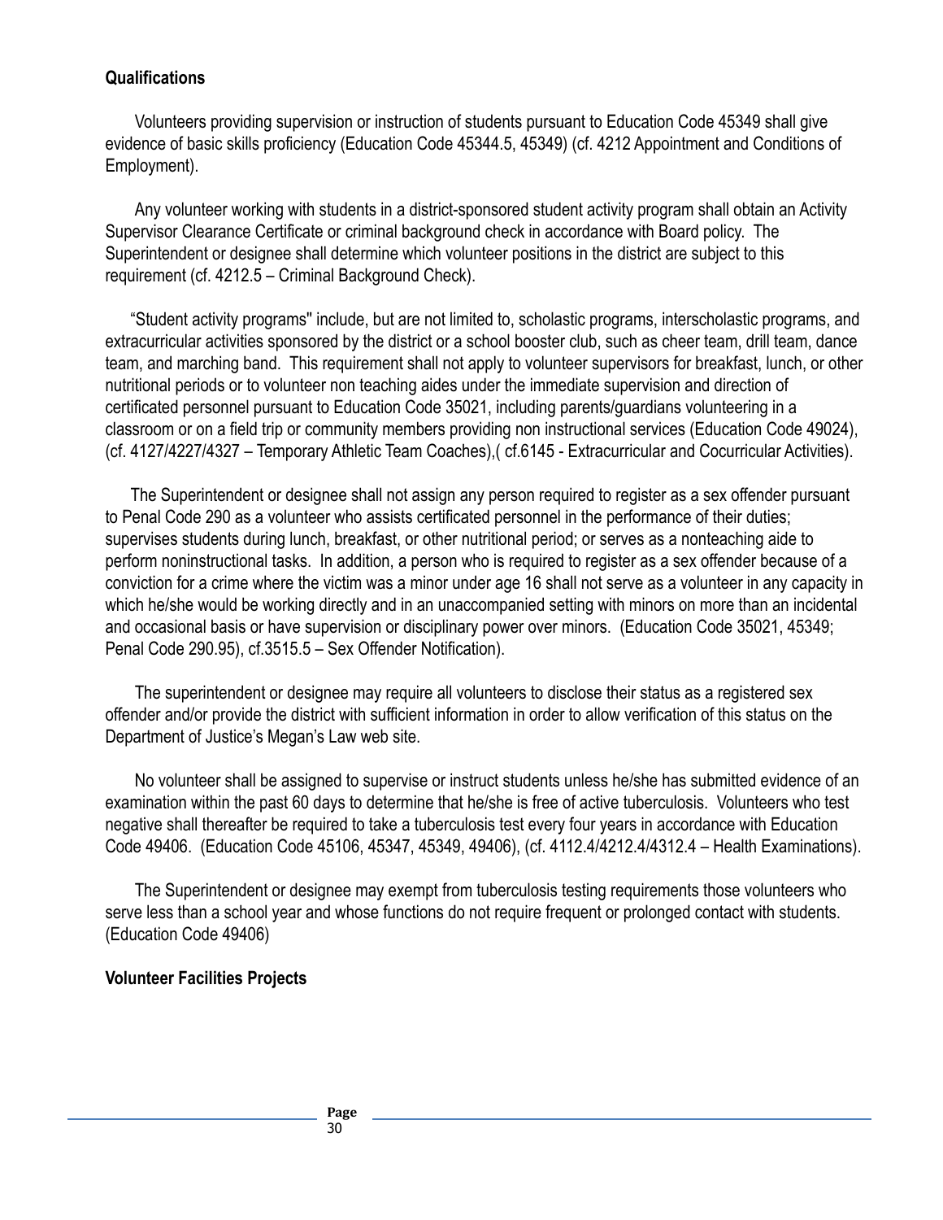**Qualifications**

Volunteers providing supervision or instruction of students pursuant to Education Code 45349 shall give evidence of basic skills proficiency (Education Code 45344.5, 45349) (cf. 4212 Appointment and Conditions of Employment).

Any volunteer working with students in a district-sponsored student activity program shall obtain an Activity Supervisor Clearance Certificate or criminal background check in accordance with Board policy. The Superintendent or designee shall determine which volunteer positions in the district are subject to this requirement (cf. 4212.5 – Criminal Background Check).

"Student activity programs" include, but are not limited to, scholastic programs, interscholastic programs, and extracurricular activities sponsored by the district or a school booster club, such as cheer team, drill team, dance team, and marching band. This requirement shall not apply to volunteer supervisors for breakfast, lunch, or other nutritional periods or to volunteer non teaching aides under the immediate supervision and direction of certificated personnel pursuant to Education Code 35021, including parents/guardians volunteering in a classroom or on a field trip or community members providing non instructional services (Education Code 49024), (cf. 4127/4227/4327 – Temporary Athletic Team Coaches),( cf.6145 - Extracurricular and Cocurricular Activities).

The Superintendent or designee shall not assign any person required to register as a sex offender pursuant to Penal Code 290 as a volunteer who assists certificated personnel in the performance of their duties; supervises students during lunch, breakfast, or other nutritional period; or serves as a nonteaching aide to perform noninstructional tasks. In addition, a person who is required to register as a sex offender because of a conviction for a crime where the victim was a minor under age 16 shall not serve as a volunteer in any capacity in which he/she would be working directly and in an unaccompanied setting with minors on more than an incidental and occasional basis or have supervision or disciplinary power over minors. (Education Code 35021, 45349; Penal Code 290.95), cf.3515.5 – Sex Offender Notification).

The superintendent or designee may require all volunteers to disclose their status as a registered sex offender and/or provide the district with sufficient information in order to allow verification of this status on the Department of Justice's Megan's Law web site.

No volunteer shall be assigned to supervise or instruct students unless he/she has submitted evidence of an examination within the past 60 days to determine that he/she is free of active tuberculosis. Volunteers who test negative shall thereafter be required to take a tuberculosis test every four years in accordance with Education Code 49406. (Education Code 45106, 45347, 45349, 49406), (cf. 4112.4/4212.4/4312.4 – Health Examinations).

The Superintendent or designee may exempt from tuberculosis testing requirements those volunteers who serve less than a school year and whose functions do not require frequent or prolonged contact with students. (Education Code 49406)

**Volunteer Facilities Projects**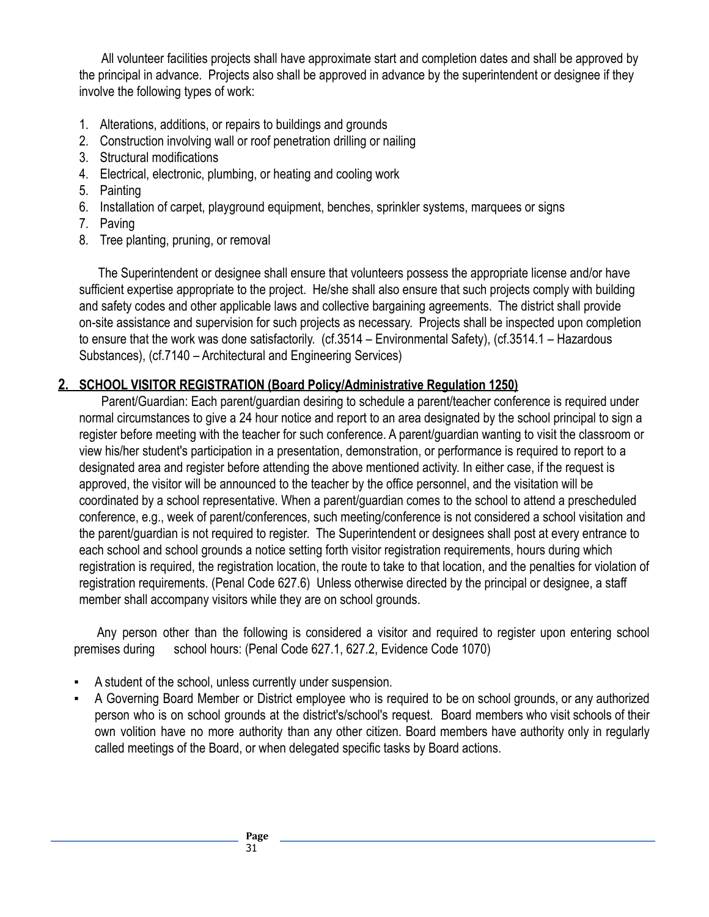All volunteer facilities projects shall have approximate start and completion dates and shall be approved by the principal in advance. Projects also shall be approved in advance by the superintendent or designee if they involve the following types of work:

1. Alterations, additions, or repairs to buildings and grounds
2. Construction involving wall or roof penetration drilling or nailing
3. Structural modifications
4. Electrical, electronic, plumbing, or heating and cooling work
5. Painting
6. Installation of carpet, playground equipment, benches, sprinkler systems, marquees or signs
7. Paving
8. Tree planting, pruning, or removal

The Superintendent or designee shall ensure that volunteers possess the appropriate license and/or have sufficient expertise appropriate to the project. He/she shall also ensure that such projects comply with building and safety codes and other applicable laws and collective bargaining agreements. The district shall provide on-site assistance and supervision for such projects as necessary. Projects shall be inspected upon completion to ensure that the work was done satisfactorily. (cf.3514 – Environmental Safety), (cf.3514.1 – Hazardous Substances), (cf.7140 – Architectural and Engineering Services)

## 2. SCHOOL VISITOR REGISTRATION (Board Policy/Administrative Regulation 1250)

Parent/Guardian: Each parent/guardian desiring to schedule a parent/teacher conference is required under normal circumstances to give a 24 hour notice and report to an area designated by the school principal to sign a register before meeting with the teacher for such conference. A parent/guardian wanting to visit the classroom or view his/her student's participation in a presentation, demonstration, or performance is required to report to a designated area and register before attending the above mentioned activity. In either case, if the request is approved, the visitor will be announced to the teacher by the office personnel, and the visitation will be coordinated by a school representative. When a parent/guardian comes to the school to attend a prescheduled conference, e.g., week of parent/conferences, such meeting/conference is not considered a school visitation and the parent/guardian is not required to register. The Superintendent or designees shall post at every entrance to each school and school grounds a notice setting forth visitor registration requirements, hours during which registration is required, the registration location, the route to take to that location, and the penalties for violation of registration requirements. (Penal Code 627.6) Unless otherwise directed by the principal or designee, a staff member shall accompany visitors while they are on school grounds.

Any person other than the following is considered a visitor and required to register upon entering school premises during school hours: (Penal Code 627.1, 627.2, Evidence Code 1070)

- A student of the school, unless currently under suspension.
- A Governing Board Member or District employee who is required to be on school grounds, or any authorized person who is on school grounds at the district's/school's request. Board members who visit schools of their own volition have no more authority than any other citizen. Board members have authority only in regularly called meetings of the Board, or when delegated specific tasks by Board actions.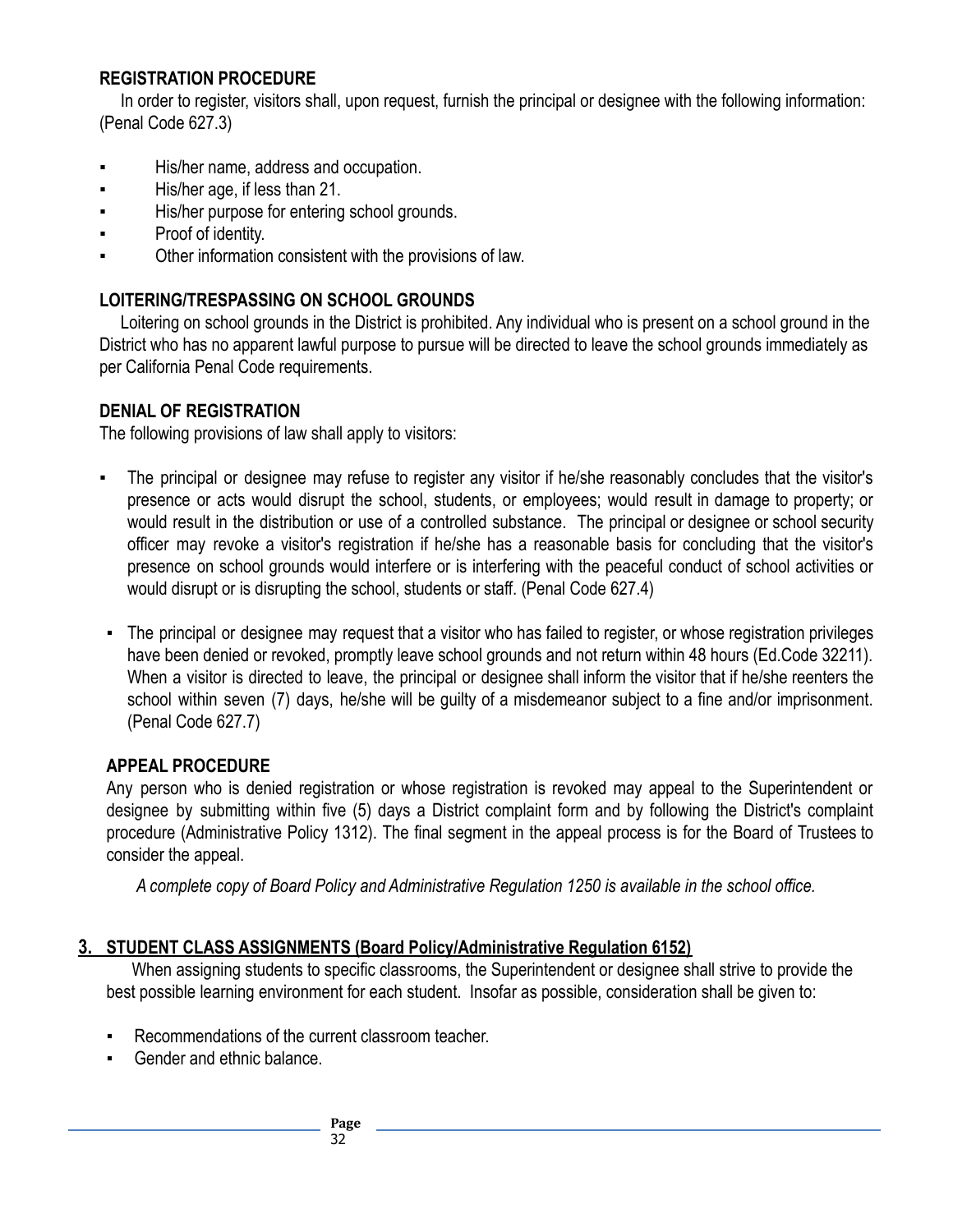**REGISTRATION PROCEDURE**

In order to register, visitors shall, upon request, furnish the principal or designee with the following information: (Penal Code 627.3)

- His/her name, address and occupation.
- His/her age, if less than 21.
- His/her purpose for entering school grounds.
- Proof of identity.
- Other information consistent with the provisions of law.

**LOITERING/TRESPASSING ON SCHOOL GROUNDS**

Loitering on school grounds in the District is prohibited. Any individual who is present on a school ground in the District who has no apparent lawful purpose to pursue will be directed to leave the school grounds immediately as per California Penal Code requirements.

**DENIAL OF REGISTRATION**

The following provisions of law shall apply to visitors:

- The principal or designee may refuse to register any visitor if he/she reasonably concludes that the visitor's presence or acts would disrupt the school, students, or employees; would result in damage to property; or would result in the distribution or use of a controlled substance. The principal or designee or school security officer may revoke a visitor's registration if he/she has a reasonable basis for concluding that the visitor's presence on school grounds would interfere or is interfering with the peaceful conduct of school activities or would disrupt or is disrupting the school, students or staff. (Penal Code 627.4)

- The principal or designee may request that a visitor who has failed to register, or whose registration privileges have been denied or revoked, promptly leave school grounds and not return within 48 hours (Ed.Code 32211). When a visitor is directed to leave, the principal or designee shall inform the visitor that if he/she reenters the school within seven (7) days, he/she will be guilty of a misdemeanor subject to a fine and/or imprisonment. (Penal Code 627.7)

**APPEAL PROCEDURE**

Any person who is denied registration or whose registration is revoked may appeal to the Superintendent or designee by submitting within five (5) days a District complaint form and by following the District's complaint procedure (Administrative Policy 1312). The final segment in the appeal process is for the Board of Trustees to consider the appeal.

*A complete copy of Board Policy and Administrative Regulation 1250 is available in the school office.*

## 3. STUDENT CLASS ASSIGNMENTS (Board Policy/Administrative Regulation 6152)

When assigning students to specific classrooms, the Superintendent or designee shall strive to provide the best possible learning environment for each student. Insofar as possible, consideration shall be given to:

- Recommendations of the current classroom teacher.
- Gender and ethnic balance.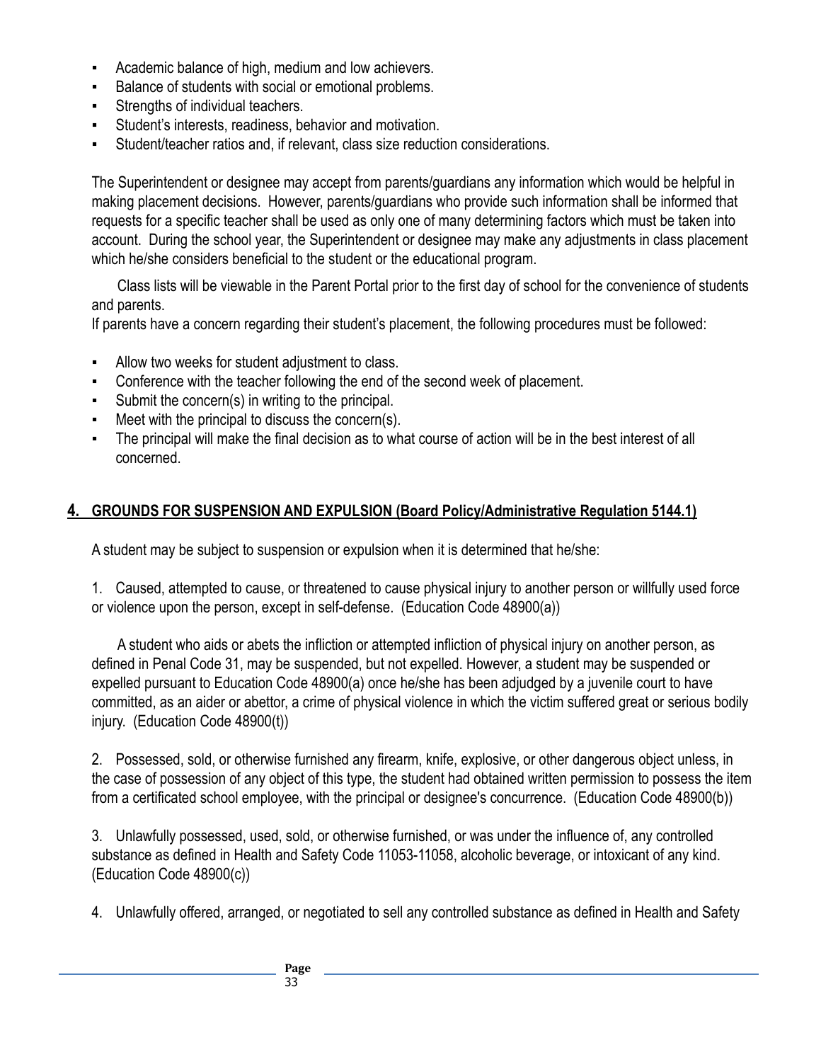- Academic balance of high, medium and low achievers.
- Balance of students with social or emotional problems.
- Strengths of individual teachers.
- Student's interests, readiness, behavior and motivation.
- Student/teacher ratios and, if relevant, class size reduction considerations.

The Superintendent or designee may accept from parents/guardians any information which would be helpful in making placement decisions. However, parents/guardians who provide such information shall be informed that requests for a specific teacher shall be used as only one of many determining factors which must be taken into account. During the school year, the Superintendent or designee may make any adjustments in class placement which he/she considers beneficial to the student or the educational program.

Class lists will be viewable in the Parent Portal prior to the first day of school for the convenience of students and parents.

If parents have a concern regarding their student's placement, the following procedures must be followed:

- Allow two weeks for student adjustment to class.
- Conference with the teacher following the end of the second week of placement.
- Submit the concern(s) in writing to the principal.
- Meet with the principal to discuss the concern(s).
- The principal will make the final decision as to what course of action will be in the best interest of all concerned.

## 4. GROUNDS FOR SUSPENSION AND EXPULSION (Board Policy/Administrative Regulation 5144.1)

A student may be subject to suspension or expulsion when it is determined that he/she:

1. Caused, attempted to cause, or threatened to cause physical injury to another person or willfully used force or violence upon the person, except in self-defense. (Education Code 48900(a))

   A student who aids or abets the infliction or attempted infliction of physical injury on another person, as defined in Penal Code 31, may be suspended, but not expelled. However, a student may be suspended or expelled pursuant to Education Code 48900(a) once he/she has been adjudged by a juvenile court to have committed, as an aider or abettor, a crime of physical violence in which the victim suffered great or serious bodily injury. (Education Code 48900(t))

2. Possessed, sold, or otherwise furnished any firearm, knife, explosive, or other dangerous object unless, in the case of possession of any object of this type, the student had obtained written permission to possess the item from a certificated school employee, with the principal or designee's concurrence. (Education Code 48900(b))

3. Unlawfully possessed, used, sold, or otherwise furnished, or was under the influence of, any controlled substance as defined in Health and Safety Code 11053-11058, alcoholic beverage, or intoxicant of any kind. (Education Code 48900(c))

4. Unlawfully offered, arranged, or negotiated to sell any controlled substance as defined in Health and Safety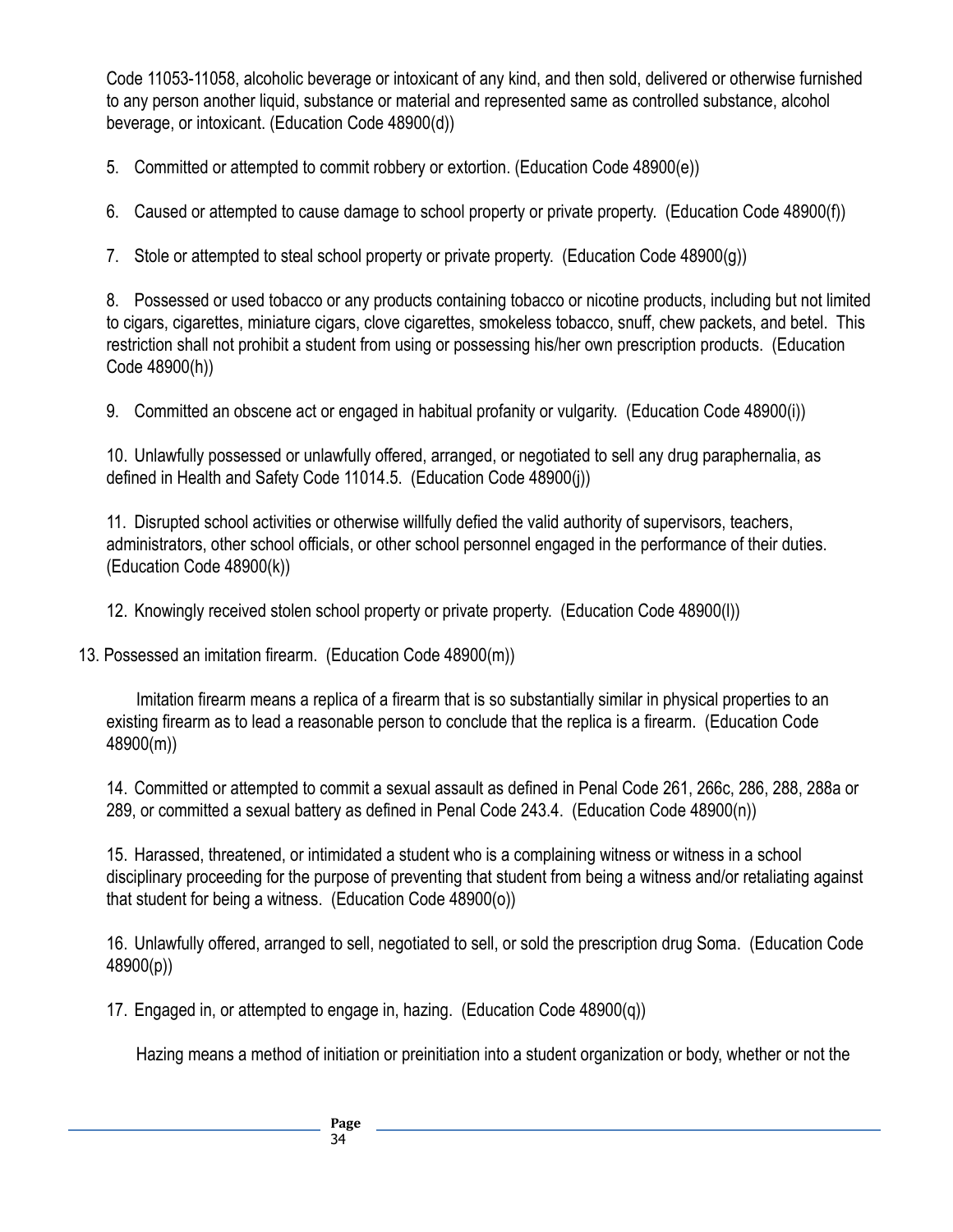Code 11053-11058, alcoholic beverage or intoxicant of any kind, and then sold, delivered or otherwise furnished to any person another liquid, substance or material and represented same as controlled substance, alcohol beverage, or intoxicant. (Education Code 48900(d))

5. Committed or attempted to commit robbery or extortion. (Education Code 48900(e))

6. Caused or attempted to cause damage to school property or private property. (Education Code 48900(f))

7. Stole or attempted to steal school property or private property. (Education Code 48900(g))

8. Possessed or used tobacco or any products containing tobacco or nicotine products, including but not limited to cigars, cigarettes, miniature cigars, clove cigarettes, smokeless tobacco, snuff, chew packets, and betel. This restriction shall not prohibit a student from using or possessing his/her own prescription products. (Education Code 48900(h))

9. Committed an obscene act or engaged in habitual profanity or vulgarity. (Education Code 48900(i))

10. Unlawfully possessed or unlawfully offered, arranged, or negotiated to sell any drug paraphernalia, as defined in Health and Safety Code 11014.5. (Education Code 48900(j))

11. Disrupted school activities or otherwise willfully defied the valid authority of supervisors, teachers, administrators, other school officials, or other school personnel engaged in the performance of their duties. (Education Code 48900(k))

12. Knowingly received stolen school property or private property. (Education Code 48900(l))

13. Possessed an imitation firearm. (Education Code 48900(m))

Imitation firearm means a replica of a firearm that is so substantially similar in physical properties to an existing firearm as to lead a reasonable person to conclude that the replica is a firearm. (Education Code 48900(m))

14. Committed or attempted to commit a sexual assault as defined in Penal Code 261, 266c, 286, 288, 288a or 289, or committed a sexual battery as defined in Penal Code 243.4. (Education Code 48900(n))

15. Harassed, threatened, or intimidated a student who is a complaining witness or witness in a school disciplinary proceeding for the purpose of preventing that student from being a witness and/or retaliating against that student for being a witness. (Education Code 48900(o))

16. Unlawfully offered, arranged to sell, negotiated to sell, or sold the prescription drug Soma. (Education Code 48900(p))

17. Engaged in, or attempted to engage in, hazing. (Education Code 48900(q))

Hazing means a method of initiation or preinitiation into a student organization or body, whether or not the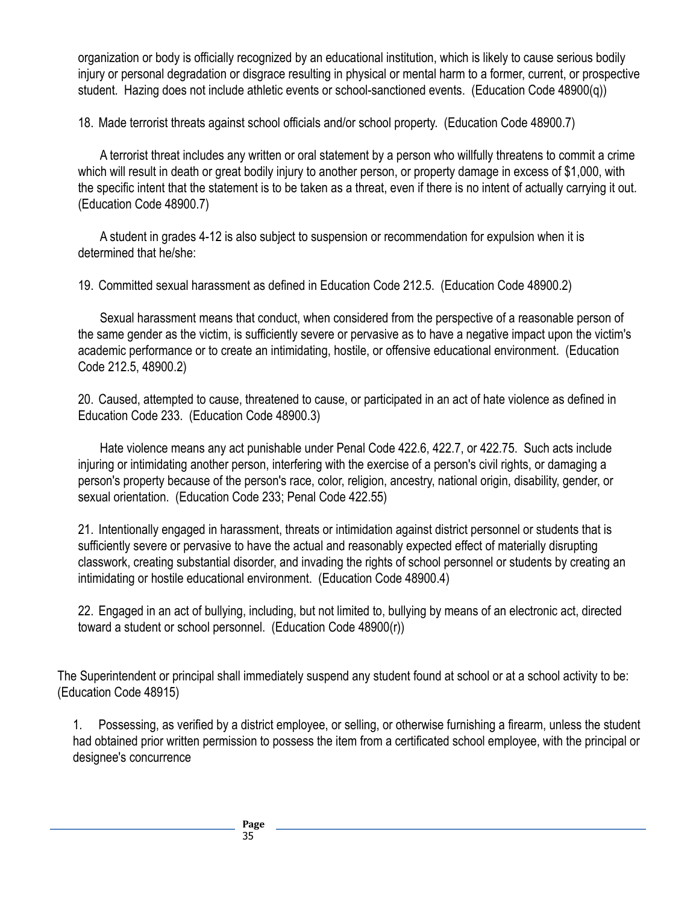organization or body is officially recognized by an educational institution, which is likely to cause serious bodily injury or personal degradation or disgrace resulting in physical or mental harm to a former, current, or prospective student. Hazing does not include athletic events or school-sanctioned events. (Education Code 48900(q))

18. Made terrorist threats against school officials and/or school property. (Education Code 48900.7)

A terrorist threat includes any written or oral statement by a person who willfully threatens to commit a crime which will result in death or great bodily injury to another person, or property damage in excess of $1,000, with the specific intent that the statement is to be taken as a threat, even if there is no intent of actually carrying it out. (Education Code 48900.7)

A student in grades 4-12 is also subject to suspension or recommendation for expulsion when it is determined that he/she:

19. Committed sexual harassment as defined in Education Code 212.5. (Education Code 48900.2)

Sexual harassment means that conduct, when considered from the perspective of a reasonable person of the same gender as the victim, is sufficiently severe or pervasive as to have a negative impact upon the victim's academic performance or to create an intimidating, hostile, or offensive educational environment. (Education Code 212.5, 48900.2)

20. Caused, attempted to cause, threatened to cause, or participated in an act of hate violence as defined in Education Code 233. (Education Code 48900.3)

Hate violence means any act punishable under Penal Code 422.6, 422.7, or 422.75. Such acts include injuring or intimidating another person, interfering with the exercise of a person's civil rights, or damaging a person's property because of the person's race, color, religion, ancestry, national origin, disability, gender, or sexual orientation. (Education Code 233; Penal Code 422.55)

21. Intentionally engaged in harassment, threats or intimidation against district personnel or students that is sufficiently severe or pervasive to have the actual and reasonably expected effect of materially disrupting classwork, creating substantial disorder, and invading the rights of school personnel or students by creating an intimidating or hostile educational environment. (Education Code 48900.4)

22. Engaged in an act of bullying, including, but not limited to, bullying by means of an electronic act, directed toward a student or school personnel. (Education Code 48900(r))

The Superintendent or principal shall immediately suspend any student found at school or at a school activity to be: (Education Code 48915)

1. Possessing, as verified by a district employee, or selling, or otherwise furnishing a firearm, unless the student had obtained prior written permission to possess the item from a certificated school employee, with the principal or designee's concurrence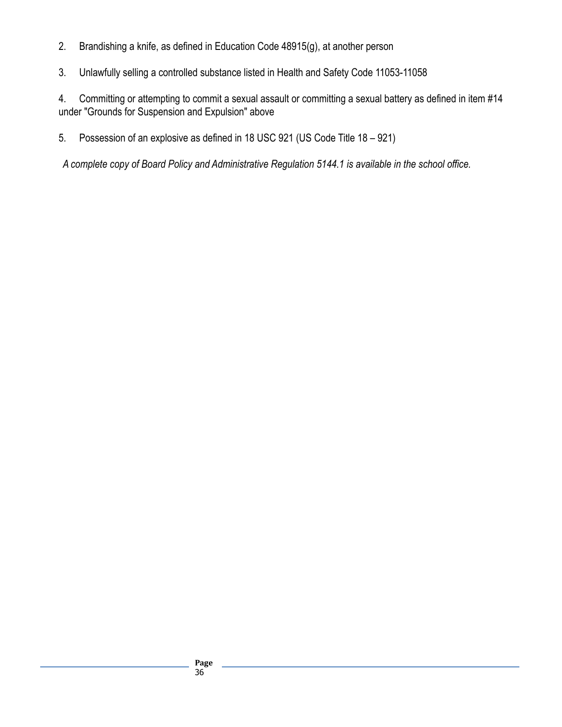2. Brandishing a knife, as defined in Education Code 48915(g), at another person

3. Unlawfully selling a controlled substance listed in Health and Safety Code 11053-11058

4. Committing or attempting to commit a sexual assault or committing a sexual battery as defined in item #14 under "Grounds for Suspension and Expulsion" above

5. Possession of an explosive as defined in 18 USC 921 (US Code Title 18 – 921)

*A complete copy of Board Policy and Administrative Regulation 5144.1 is available in the school office.*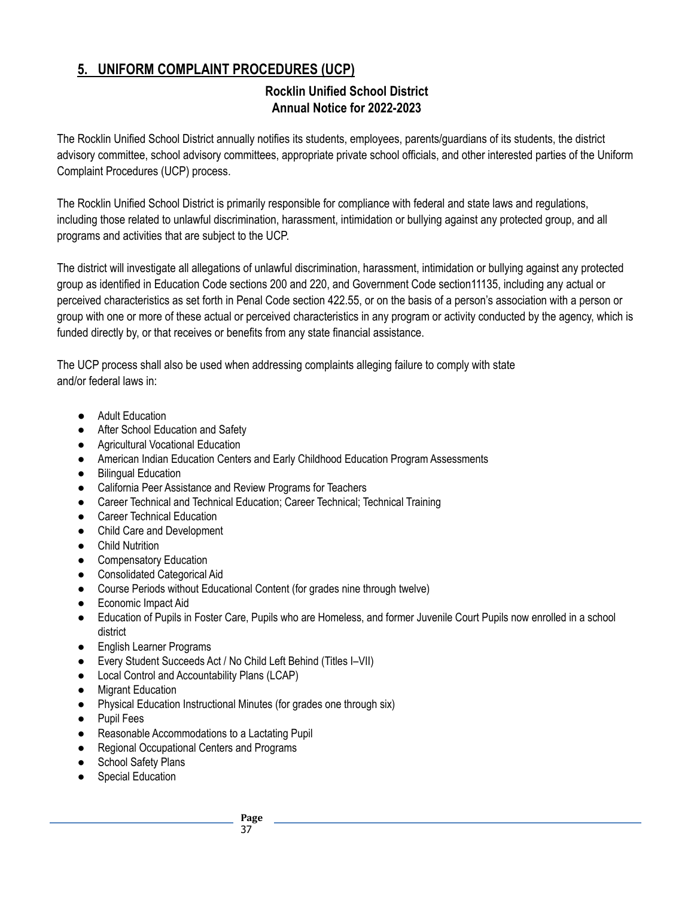## 5. UNIFORM COMPLAINT PROCEDURES (UCP)

**Rocklin Unified School District**
**Annual Notice for 2022-2023**

The Rocklin Unified School District annually notifies its students, employees, parents/guardians of its students, the district advisory committee, school advisory committees, appropriate private school officials, and other interested parties of the Uniform Complaint Procedures (UCP) process.

The Rocklin Unified School District is primarily responsible for compliance with federal and state laws and regulations, including those related to unlawful discrimination, harassment, intimidation or bullying against any protected group, and all programs and activities that are subject to the UCP.

The district will investigate all allegations of unlawful discrimination, harassment, intimidation or bullying against any protected group as identified in Education Code sections 200 and 220, and Government Code section11135, including any actual or perceived characteristics as set forth in Penal Code section 422.55, or on the basis of a person's association with a person or group with one or more of these actual or perceived characteristics in any program or activity conducted by the agency, which is funded directly by, or that receives or benefits from any state financial assistance.

The UCP process shall also be used when addressing complaints alleging failure to comply with state and/or federal laws in:

- Adult Education
- After School Education and Safety
- Agricultural Vocational Education
- American Indian Education Centers and Early Childhood Education Program Assessments
- Bilingual Education
- California Peer Assistance and Review Programs for Teachers
- Career Technical and Technical Education; Career Technical; Technical Training
- Career Technical Education
- Child Care and Development
- Child Nutrition
- Compensatory Education
- Consolidated Categorical Aid
- Course Periods without Educational Content (for grades nine through twelve)
- Economic Impact Aid
- Education of Pupils in Foster Care, Pupils who are Homeless, and former Juvenile Court Pupils now enrolled in a school district
- English Learner Programs
- Every Student Succeeds Act / No Child Left Behind (Titles I–VII)
- Local Control and Accountability Plans (LCAP)
- Migrant Education
- Physical Education Instructional Minutes (for grades one through six)
- Pupil Fees
- Reasonable Accommodations to a Lactating Pupil
- Regional Occupational Centers and Programs
- School Safety Plans
- Special Education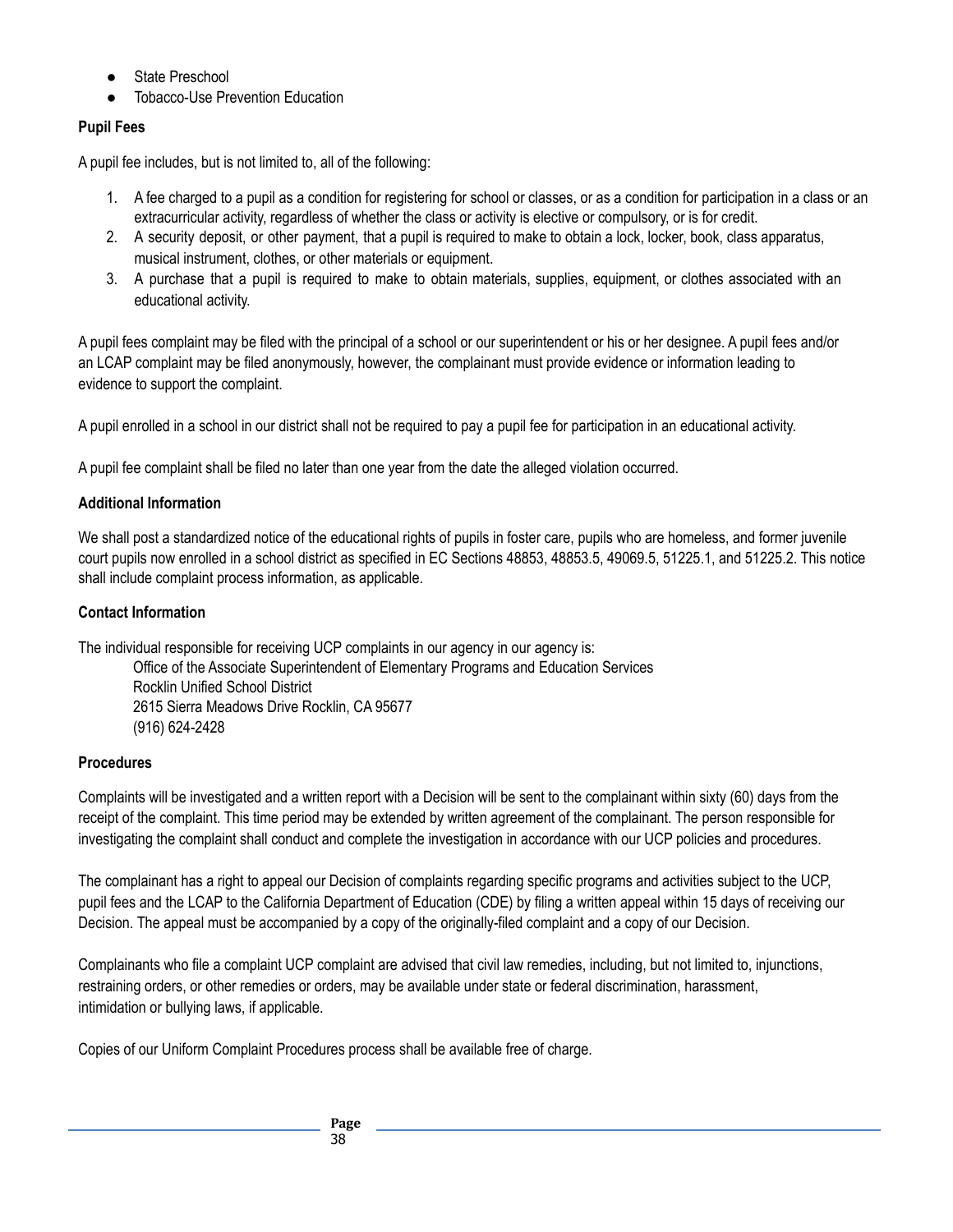- State Preschool
- Tobacco-Use Prevention Education

**Pupil Fees**

A pupil fee includes, but is not limited to, all of the following:

1. A fee charged to a pupil as a condition for registering for school or classes, or as a condition for participation in a class or an extracurricular activity, regardless of whether the class or activity is elective or compulsory, or is for credit.
2. A security deposit, or other payment, that a pupil is required to make to obtain a lock, locker, book, class apparatus, musical instrument, clothes, or other materials or equipment.
3. A purchase that a pupil is required to make to obtain materials, supplies, equipment, or clothes associated with an educational activity.

A pupil fees complaint may be filed with the principal of a school or our superintendent or his or her designee. A pupil fees and/or an LCAP complaint may be filed anonymously, however, the complainant must provide evidence or information leading to evidence to support the complaint.

A pupil enrolled in a school in our district shall not be required to pay a pupil fee for participation in an educational activity.

A pupil fee complaint shall be filed no later than one year from the date the alleged violation occurred.

**Additional Information**

We shall post a standardized notice of the educational rights of pupils in foster care, pupils who are homeless, and former juvenile court pupils now enrolled in a school district as specified in EC Sections 48853, 48853.5, 49069.5, 51225.1, and 51225.2. This notice shall include complaint process information, as applicable.

**Contact Information**

The individual responsible for receiving UCP complaints in our agency in our agency is:

Office of the Associate Superintendent of Elementary Programs and Education Services
Rocklin Unified School District
2615 Sierra Meadows Drive Rocklin, CA 95677
(916) 624-2428

**Procedures**

Complaints will be investigated and a written report with a Decision will be sent to the complainant within sixty (60) days from the receipt of the complaint. This time period may be extended by written agreement of the complainant. The person responsible for investigating the complaint shall conduct and complete the investigation in accordance with our UCP policies and procedures.

The complainant has a right to appeal our Decision of complaints regarding specific programs and activities subject to the UCP, pupil fees and the LCAP to the California Department of Education (CDE) by filing a written appeal within 15 days of receiving our Decision. The appeal must be accompanied by a copy of the originally-filed complaint and a copy of our Decision.

Complainants who file a complaint UCP complaint are advised that civil law remedies, including, but not limited to, injunctions, restraining orders, or other remedies or orders, may be available under state or federal discrimination, harassment, intimidation or bullying laws, if applicable.

Copies of our Uniform Complaint Procedures process shall be available free of charge.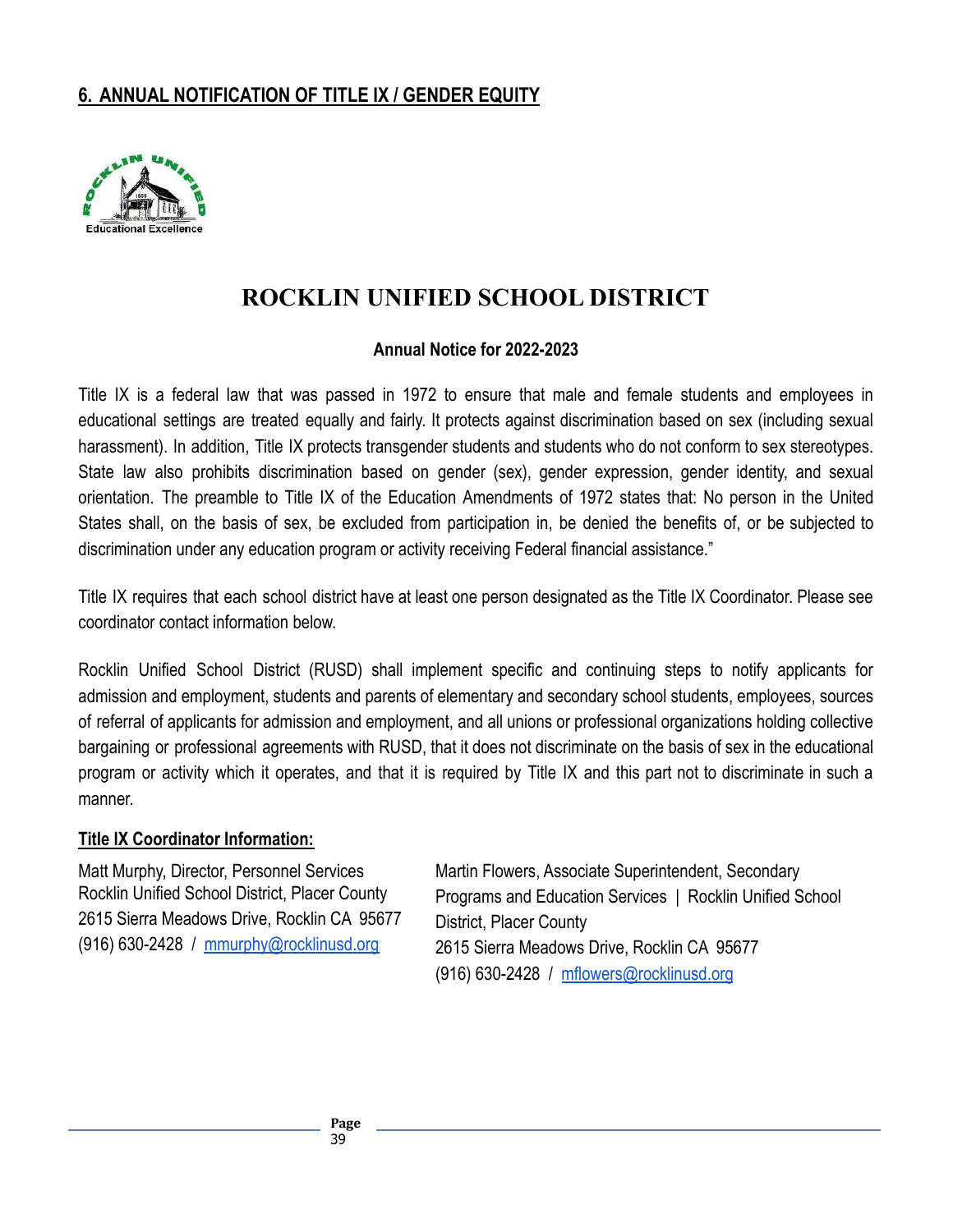## 6. ANNUAL NOTIFICATION OF TITLE IX / GENDER EQUITY

# ROCKLIN UNIFIED SCHOOL DISTRICT

**Annual Notice for 2022-2023**

Title IX is a federal law that was passed in 1972 to ensure that male and female students and employees in educational settings are treated equally and fairly. It protects against discrimination based on sex (including sexual harassment). In addition, Title IX protects transgender students and students who do not conform to sex stereotypes. State law also prohibits discrimination based on gender (sex), gender expression, gender identity, and sexual orientation. The preamble to Title IX of the Education Amendments of 1972 states that: No person in the United States shall, on the basis of sex, be excluded from participation in, be denied the benefits of, or be subjected to discrimination under any education program or activity receiving Federal financial assistance."

Title IX requires that each school district have at least one person designated as the Title IX Coordinator. Please see coordinator contact information below.

Rocklin Unified School District (RUSD) shall implement specific and continuing steps to notify applicants for admission and employment, students and parents of elementary and secondary school students, employees, sources of referral of applicants for admission and employment, and all unions or professional organizations holding collective bargaining or professional agreements with RUSD, that it does not discriminate on the basis of sex in the educational program or activity which it operates, and that it is required by Title IX and this part not to discriminate in such a manner.

**Title IX Coordinator Information:**

Matt Murphy, Director, Personnel Services
Rocklin Unified School District, Placer County
2615 Sierra Meadows Drive, Rocklin CA 95677
(916) 630-2428 / mmurphy@rocklinusd.org

Martin Flowers, Associate Superintendent, Secondary Programs and Education Services | Rocklin Unified School District, Placer County
2615 Sierra Meadows Drive, Rocklin CA 95677
(916) 630-2428 / mflowers@rocklinusd.org